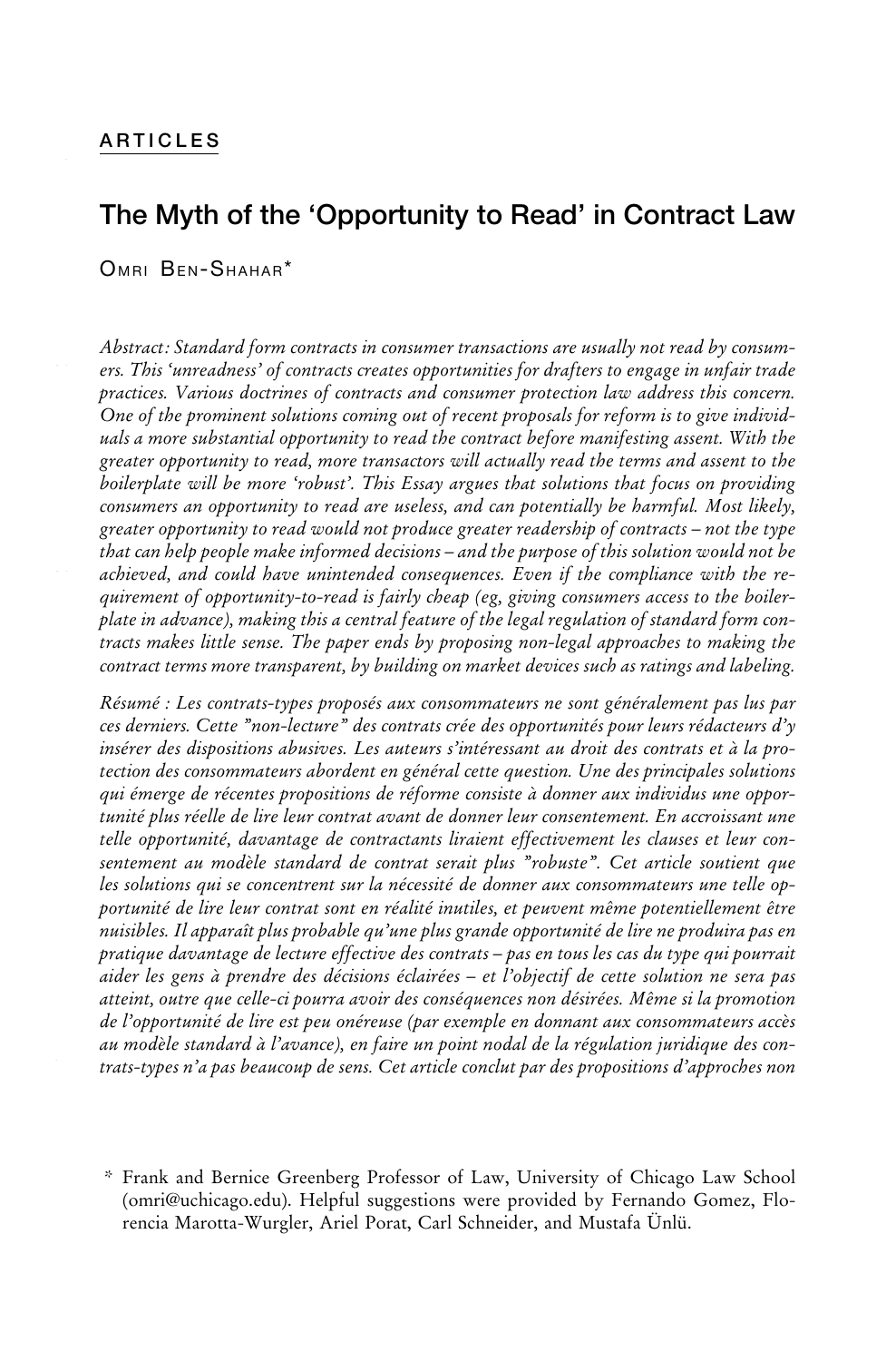ARTICLES

# The Myth of the 'Opportunity to Read' in Contract Law

OMRI BEN-SHAHAR*

*Abstract: Standard form contracts in consumer transactions are usually not read by consumers. This 'unreadness' of contracts creates opportunities for drafters to engage in unfair trade practices. Various doctrines of contracts and consumer protection law address this concern. One of the prominent solutions coming out of recent proposals for reform is to give individuals a more substantial opportunity to read the contract before manifesting assent. With the greater opportunity to read, more transactors will actually read the terms and assent to the boilerplate will be more 'robust'. This Essay argues that solutions that focus on providing consumers an opportunity to read are useless, and can potentially be harmful. Most likely, greater opportunity to read would not produce greater readership of contracts – not the type that can help people make informed decisions – and the purpose of this solution would not be achieved, and could have unintended consequences. Even if the compliance with the requirement of opportunity-to-read is fairly cheap (eg, giving consumers access to the boilerplate in advance), making this a central feature of the legal regulation of standard form contracts makes little sense. The paper ends by proposing non-legal approaches to making the contract terms more transparent, by building on market devices such as ratings and labeling.*

*Résumé : Les contrats-types proposés aux consommateurs ne sont généralement pas lus par ces derniers. Cette "non-lecture" des contrats crée des opportunités pour leurs rédacteurs d'y insérer des dispositions abusives. Les auteurs s'intéressant au droit des contrats et à la protection des consommateurs abordent en général cette question. Une des principales solutions qui émerge de récentes propositions de réforme consiste à donner aux individus une opportunité plus réelle de lire leur contrat avant de donner leur consentement. En accroissant une telle opportunité, davantage de contractants liraient effectivement les clauses et leur consentement au modèle standard de contrat serait plus "robuste". Cet article soutient que les solutions qui se concentrent sur la nécessité de donner aux consommateurs une telle opportunité de lire leur contrat sont en réalité inutiles, et peuvent même potentiellement être nuisibles. Il apparaît plus probable qu'une plus grande opportunité de lire ne produira pas en pratique davantage de lecture effective des contrats – pas en tous les cas du type qui pourrait aider les gens à prendre des décisions éclairées – et l'objectif de cette solution ne sera pas atteint, outre que celle-ci pourra avoir des conséquences non désirées. Même si la promotion de l'opportunité de lire est peu onéreuse (par exemple en donnant aux consommateurs accès au modèle standard à l'avance), en faire un point nodal de la régulation juridique des contrats-types n'a pas beaucoup de sens. Cet article conclut par des propositions d'approches non*

\* Frank and Bernice Greenberg Professor of Law, University of Chicago Law School (omri@uchicago.edu). Helpful suggestions were provided by Fernando Gomez, Florencia Marotta-Wurgler, Ariel Porat, Carl Schneider, and Mustafa Ünlü.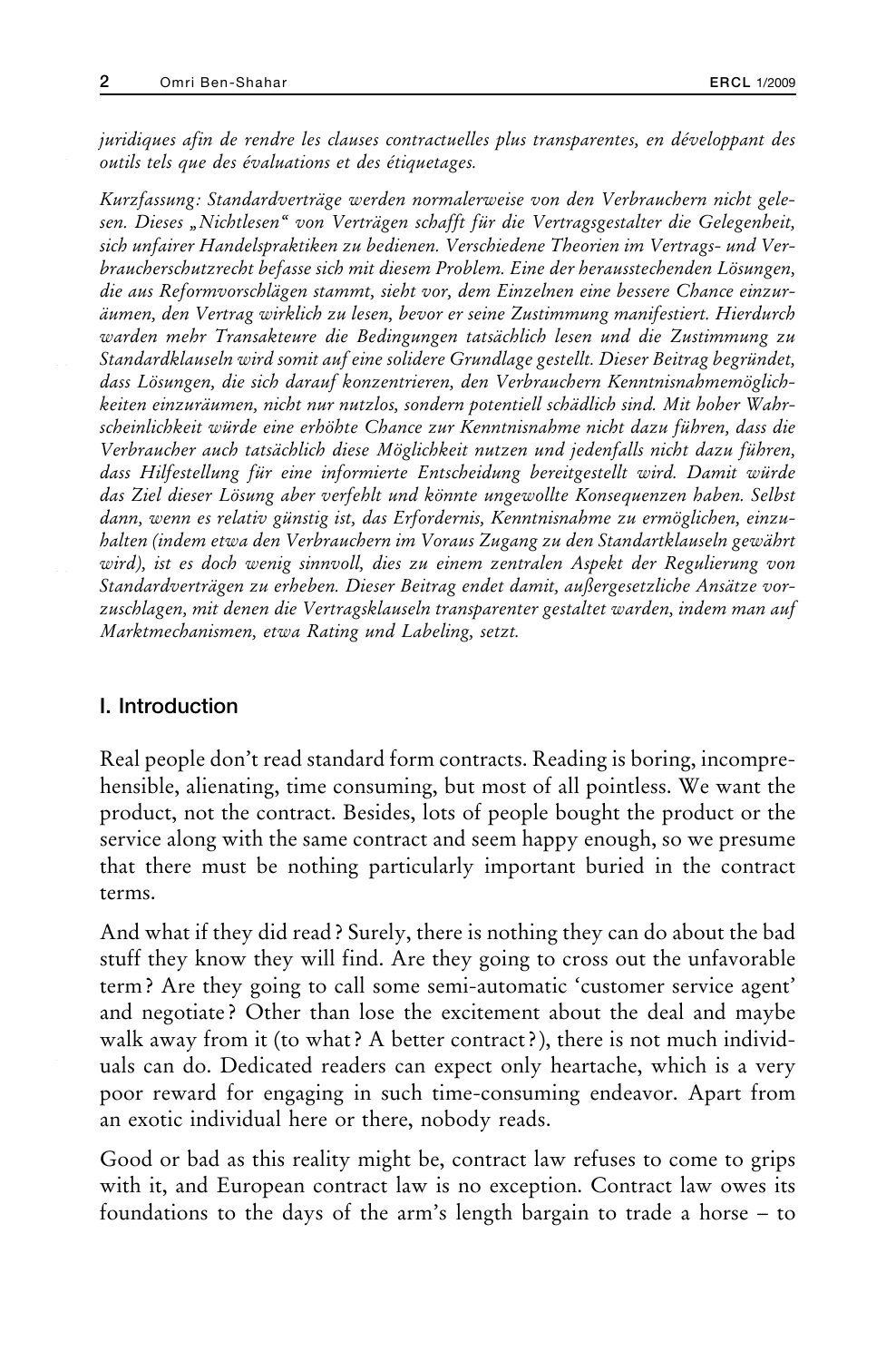*juridiques afin de rendre les clauses contractuelles plus transparentes, en développant des outils tels que des évaluations et des étiquetages.*

*Kurzfassung: Standardverträge werden normalerweise von den Verbrauchern nicht gelesen. Dieses „Nichtlesen" von Verträgen schafft für die Vertragsgestalter die Gelegenheit, sich unfairer Handelspraktiken zu bedienen. Verschiedene Theorien im Vertrags- und Verbraucherschutzrecht befasse sich mit diesem Problem. Eine der herausstechenden Lösungen, die aus Reformvorschlägen stammt, sieht vor, dem Einzelnen eine bessere Chance einzuräumen, den Vertrag wirklich zu lesen, bevor er seine Zustimmung manifestiert. Hierdurch warden mehr Transakteure die Bedingungen tatsächlich lesen und die Zustimmung zu Standardklauseln wird somit auf eine solidere Grundlage gestellt. Dieser Beitrag begründet, dass Lösungen, die sich darauf konzentrieren, den Verbrauchern Kenntnisnahmemöglichkeiten einzuräumen, nicht nur nutzlos, sondern potentiell schädlich sind. Mit hoher Wahrscheinlichkeit würde eine erhöhte Chance zur Kenntnisnahme nicht dazu führen, dass die Verbraucher auch tatsächlich diese Möglichkeit nutzen und jedenfalls nicht dazu führen, dass Hilfestellung für eine informierte Entscheidung bereitgestellt wird. Damit würde das Ziel dieser Lösung aber verfehlt und könnte ungewollte Konsequenzen haben. Selbst dann, wenn es relativ günstig ist, das Erfordernis, Kenntnisnahme zu ermöglichen, einzuhalten (indem etwa den Verbrauchern im Voraus Zugang zu den Standartklauseln gewährt wird), ist es doch wenig sinnvoll, dies zu einem zentralen Aspekt der Regulierung von Standardverträgen zu erheben. Dieser Beitrag endet damit, außergesetzliche Ansätze vorzuschlagen, mit denen die Vertragsklauseln transparenter gestaltet warden, indem man auf Marktmechanismen, etwa Rating und Labeling, setzt.*

## I. Introduction

Real people don't read standard form contracts. Reading is boring, incomprehensible, alienating, time consuming, but most of all pointless. We want the product, not the contract. Besides, lots of people bought the product or the service along with the same contract and seem happy enough, so we presume that there must be nothing particularly important buried in the contract terms.

And what if they did read? Surely, there is nothing they can do about the bad stuff they know they will find. Are they going to cross out the unfavorable term? Are they going to call some semi-automatic 'customer service agent' and negotiate? Other than lose the excitement about the deal and maybe walk away from it (to what? A better contract?), there is not much individuals can do. Dedicated readers can expect only heartache, which is a very poor reward for engaging in such time-consuming endeavor. Apart from an exotic individual here or there, nobody reads.

Good or bad as this reality might be, contract law refuses to come to grips with it, and European contract law is no exception. Contract law owes its foundations to the days of the arm's length bargain to trade a horse – to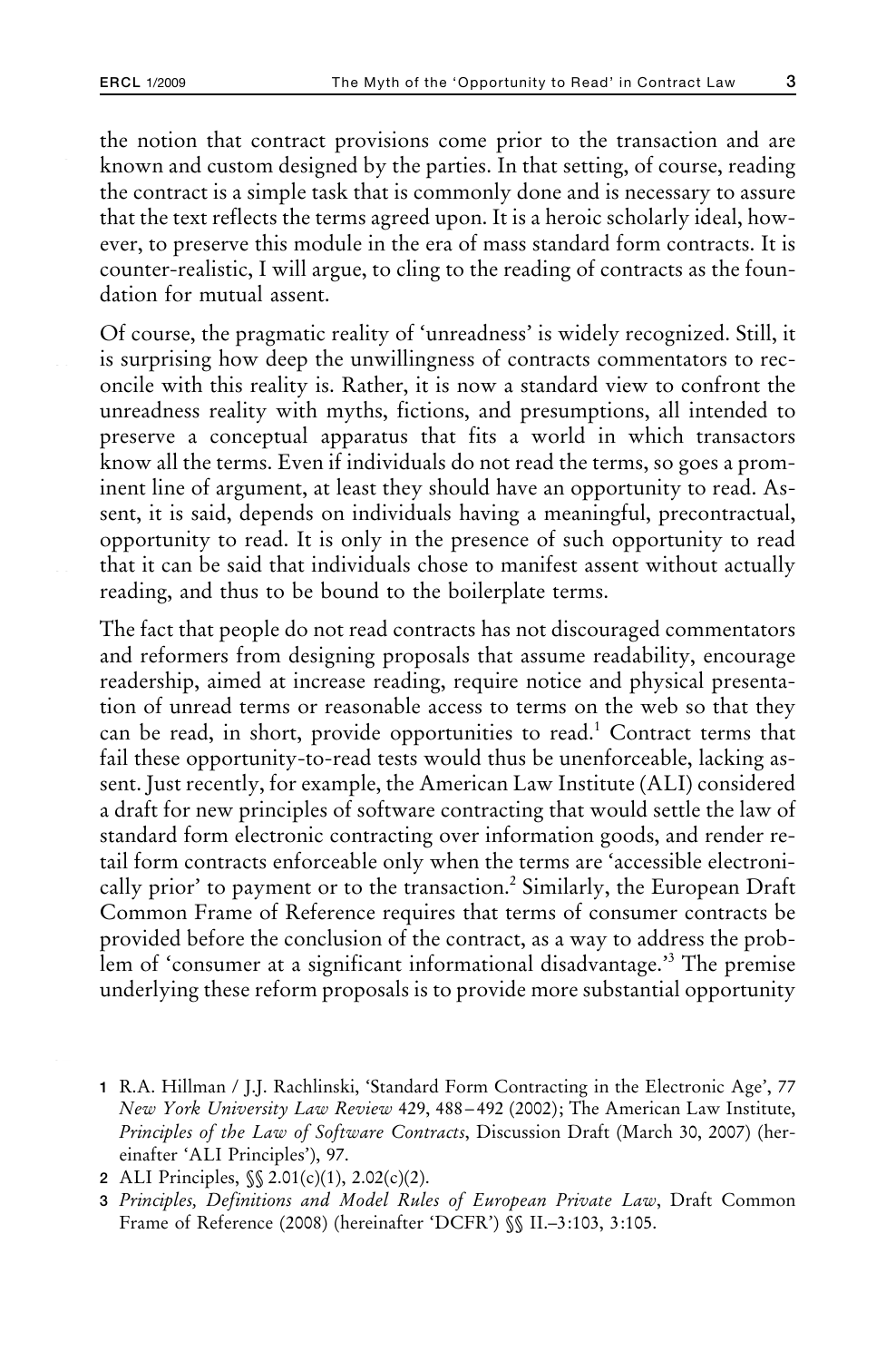the notion that contract provisions come prior to the transaction and are known and custom designed by the parties. In that setting, of course, reading the contract is a simple task that is commonly done and is necessary to assure that the text reflects the terms agreed upon. It is a heroic scholarly ideal, however, to preserve this module in the era of mass standard form contracts. It is counter-realistic, I will argue, to cling to the reading of contracts as the foundation for mutual assent.

Of course, the pragmatic reality of 'unreadness' is widely recognized. Still, it is surprising how deep the unwillingness of contracts commentators to reconcile with this reality is. Rather, it is now a standard view to confront the unreadness reality with myths, fictions, and presumptions, all intended to preserve a conceptual apparatus that fits a world in which transactors know all the terms. Even if individuals do not read the terms, so goes a prominent line of argument, at least they should have an opportunity to read. Assent, it is said, depends on individuals having a meaningful, precontractual, opportunity to read. It is only in the presence of such opportunity to read that it can be said that individuals chose to manifest assent without actually reading, and thus to be bound to the boilerplate terms.

The fact that people do not read contracts has not discouraged commentators and reformers from designing proposals that assume readability, encourage readership, aimed at increase reading, require notice and physical presentation of unread terms or reasonable access to terms on the web so that they can be read, in short, provide opportunities to read.[1] Contract terms that fail these opportunity-to-read tests would thus be unenforceable, lacking assent. Just recently, for example, the American Law Institute (ALI) considered a draft for new principles of software contracting that would settle the law of standard form electronic contracting over information goods, and render retail form contracts enforceable only when the terms are 'accessible electronically prior' to payment or to the transaction.[2] Similarly, the European Draft Common Frame of Reference requires that terms of consumer contracts be provided before the conclusion of the contract, as a way to address the problem of 'consumer at a significant informational disadvantage.'[3] The premise underlying these reform proposals is to provide more substantial opportunity

1 R.A. Hillman / J.J. Rachlinski, 'Standard Form Contracting in the Electronic Age', 77 *New York University Law Review* 429, 488–492 (2002); The American Law Institute, *Principles of the Law of Software Contracts*, Discussion Draft (March 30, 2007) (hereinafter 'ALI Principles'), 97.

2 ALI Principles, §§ 2.01(c)(1), 2.02(c)(2).

3 *Principles, Definitions and Model Rules of European Private Law*, Draft Common Frame of Reference (2008) (hereinafter 'DCFR') §§ II.–3:103, 3:105.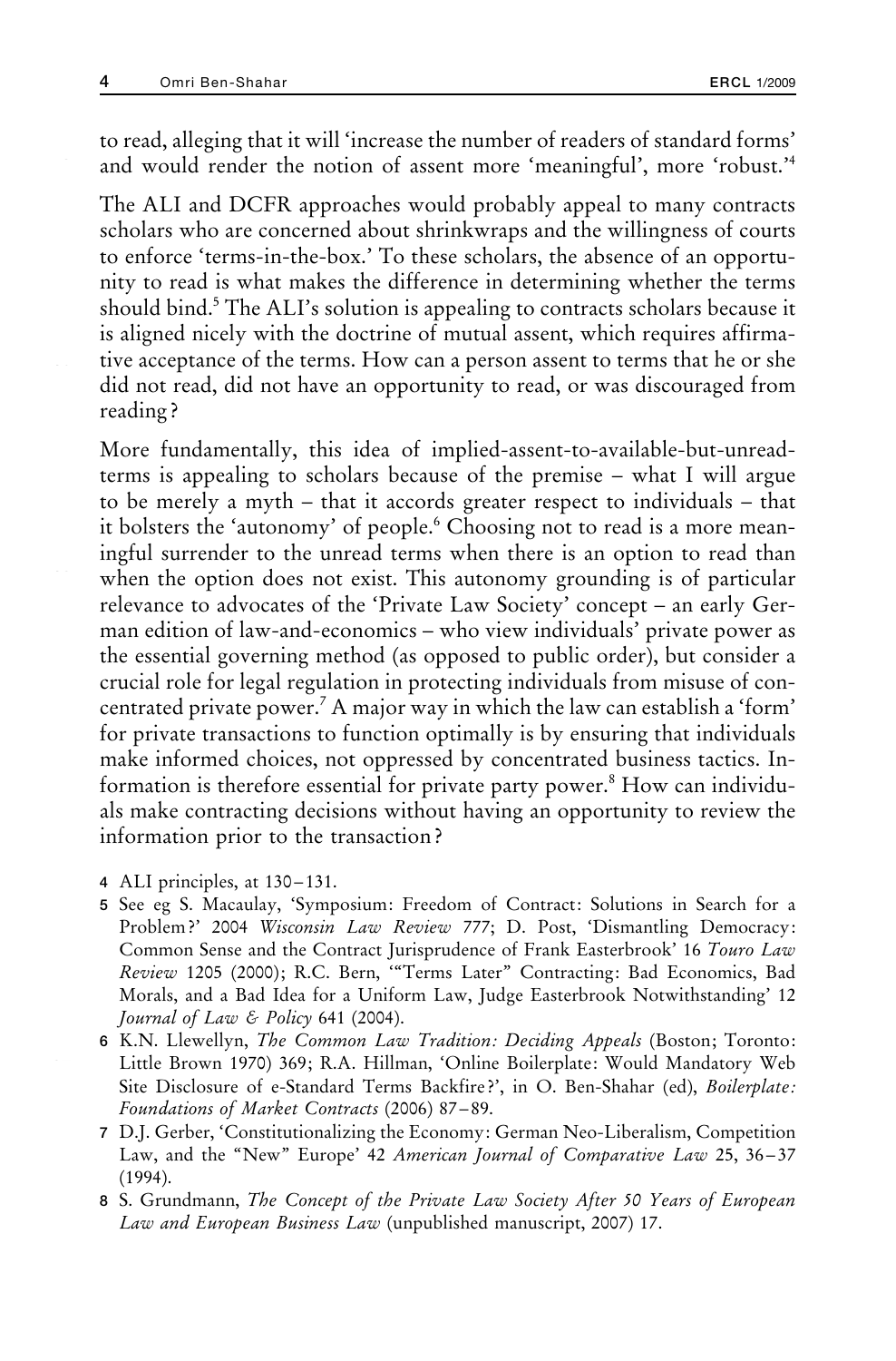to read, alleging that it will 'increase the number of readers of standard forms' and would render the notion of assent more 'meaningful', more 'robust.'[4]

The ALI and DCFR approaches would probably appeal to many contracts scholars who are concerned about shrinkwraps and the willingness of courts to enforce 'terms-in-the-box.' To these scholars, the absence of an opportunity to read is what makes the difference in determining whether the terms should bind.[5] The ALI's solution is appealing to contracts scholars because it is aligned nicely with the doctrine of mutual assent, which requires affirmative acceptance of the terms. How can a person assent to terms that he or she did not read, did not have an opportunity to read, or was discouraged from reading?

More fundamentally, this idea of implied-assent-to-available-but-unread-terms is appealing to scholars because of the premise – what I will argue to be merely a myth – that it accords greater respect to individuals – that it bolsters the 'autonomy' of people.[6] Choosing not to read is a more meaningful surrender to the unread terms when there is an option to read than when the option does not exist. This autonomy grounding is of particular relevance to advocates of the 'Private Law Society' concept – an early German edition of law-and-economics – who view individuals' private power as the essential governing method (as opposed to public order), but consider a crucial role for legal regulation in protecting individuals from misuse of concentrated private power.[7] A major way in which the law can establish a 'form' for private transactions to function optimally is by ensuring that individuals make informed choices, not oppressed by concentrated business tactics. Information is therefore essential for private party power.[8] How can individuals make contracting decisions without having an opportunity to review the information prior to the transaction?

4 ALI principles, at 130–131.

5 See eg S. Macaulay, 'Symposium: Freedom of Contract: Solutions in Search for a Problem?' 2004 *Wisconsin Law Review* 777; D. Post, 'Dismantling Democracy: Common Sense and the Contract Jurisprudence of Frank Easterbrook' 16 *Touro Law Review* 1205 (2000); R.C. Bern, '"Terms Later" Contracting: Bad Economics, Bad Morals, and a Bad Idea for a Uniform Law, Judge Easterbrook Notwithstanding' 12 *Journal of Law & Policy* 641 (2004).

6 K.N. Llewellyn, *The Common Law Tradition: Deciding Appeals* (Boston; Toronto: Little Brown 1970) 369; R.A. Hillman, 'Online Boilerplate: Would Mandatory Web Site Disclosure of e-Standard Terms Backfire?', in O. Ben-Shahar (ed), *Boilerplate: Foundations of Market Contracts* (2006) 87–89.

7 D.J. Gerber, 'Constitutionalizing the Economy: German Neo-Liberalism, Competition Law, and the "New" Europe' 42 *American Journal of Comparative Law* 25, 36–37 (1994).

8 S. Grundmann, *The Concept of the Private Law Society After 50 Years of European Law and European Business Law* (unpublished manuscript, 2007) 17.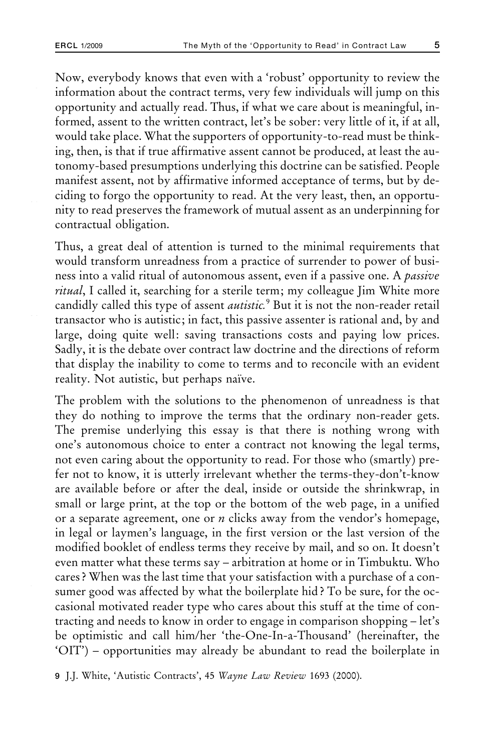Now, everybody knows that even with a 'robust' opportunity to review the information about the contract terms, very few individuals will jump on this opportunity and actually read. Thus, if what we care about is meaningful, informed, assent to the written contract, let's be sober: very little of it, if at all, would take place. What the supporters of opportunity-to-read must be thinking, then, is that if true affirmative assent cannot be produced, at least the autonomy-based presumptions underlying this doctrine can be satisfied. People manifest assent, not by affirmative informed acceptance of terms, but by deciding to forgo the opportunity to read. At the very least, then, an opportunity to read preserves the framework of mutual assent as an underpinning for contractual obligation.

Thus, a great deal of attention is turned to the minimal requirements that would transform unreadness from a practice of surrender to power of business into a valid ritual of autonomous assent, even if a passive one. A *passive ritual*, I called it, searching for a sterile term; my colleague Jim White more candidly called this type of assent *autistic*.[9] But it is not the non-reader retail transactor who is autistic; in fact, this passive assenter is rational and, by and large, doing quite well: saving transactions costs and paying low prices. Sadly, it is the debate over contract law doctrine and the directions of reform that display the inability to come to terms and to reconcile with an evident reality. Not autistic, but perhaps naïve.

The problem with the solutions to the phenomenon of unreadness is that they do nothing to improve the terms that the ordinary non-reader gets. The premise underlying this essay is that there is nothing wrong with one's autonomous choice to enter a contract not knowing the legal terms, not even caring about the opportunity to read. For those who (smartly) prefer not to know, it is utterly irrelevant whether the terms-they-don't-know are available before or after the deal, inside or outside the shrinkwrap, in small or large print, at the top or the bottom of the web page, in a unified or a separate agreement, one or *n* clicks away from the vendor's homepage, in legal or laymen's language, in the first version or the last version of the modified booklet of endless terms they receive by mail, and so on. It doesn't even matter what these terms say – arbitration at home or in Timbuktu. Who cares? When was the last time that your satisfaction with a purchase of a consumer good was affected by what the boilerplate hid? To be sure, for the occasional motivated reader type who cares about this stuff at the time of contracting and needs to know in order to engage in comparison shopping – let's be optimistic and call him/her 'the-One-In-a-Thousand' (hereinafter, the 'OIT') – opportunities may already be abundant to read the boilerplate in

9 J.J. White, 'Autistic Contracts', 45 *Wayne Law Review* 1693 (2000).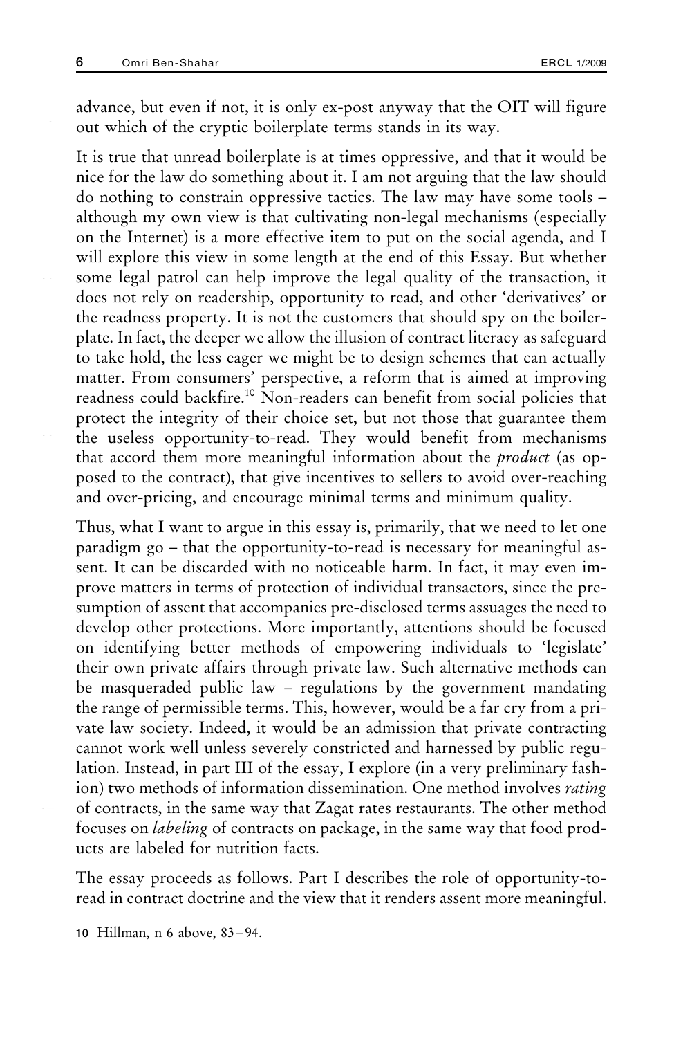advance, but even if not, it is only ex-post anyway that the OIT will figure out which of the cryptic boilerplate terms stands in its way.

It is true that unread boilerplate is at times oppressive, and that it would be nice for the law do something about it. I am not arguing that the law should do nothing to constrain oppressive tactics. The law may have some tools – although my own view is that cultivating non-legal mechanisms (especially on the Internet) is a more effective item to put on the social agenda, and I will explore this view in some length at the end of this Essay. But whether some legal patrol can help improve the legal quality of the transaction, it does not rely on readership, opportunity to read, and other 'derivatives' or the readness property. It is not the customers that should spy on the boilerplate. In fact, the deeper we allow the illusion of contract literacy as safeguard to take hold, the less eager we might be to design schemes that can actually matter. From consumers' perspective, a reform that is aimed at improving readness could backfire.[10] Non-readers can benefit from social policies that protect the integrity of their choice set, but not those that guarantee them the useless opportunity-to-read. They would benefit from mechanisms that accord them more meaningful information about the *product* (as opposed to the contract), that give incentives to sellers to avoid over-reaching and over-pricing, and encourage minimal terms and minimum quality.

Thus, what I want to argue in this essay is, primarily, that we need to let one paradigm go – that the opportunity-to-read is necessary for meaningful assent. It can be discarded with no noticeable harm. In fact, it may even improve matters in terms of protection of individual transactors, since the presumption of assent that accompanies pre-disclosed terms assuages the need to develop other protections. More importantly, attentions should be focused on identifying better methods of empowering individuals to 'legislate' their own private affairs through private law. Such alternative methods can be masqueraded public law – regulations by the government mandating the range of permissible terms. This, however, would be a far cry from a private law society. Indeed, it would be an admission that private contracting cannot work well unless severely constricted and harnessed by public regulation. Instead, in part III of the essay, I explore (in a very preliminary fashion) two methods of information dissemination. One method involves *rating* of contracts, in the same way that Zagat rates restaurants. The other method focuses on *labeling* of contracts on package, in the same way that food products are labeled for nutrition facts.

The essay proceeds as follows. Part I describes the role of opportunity-to-read in contract doctrine and the view that it renders assent more meaningful.

10 Hillman, n 6 above, 83–94.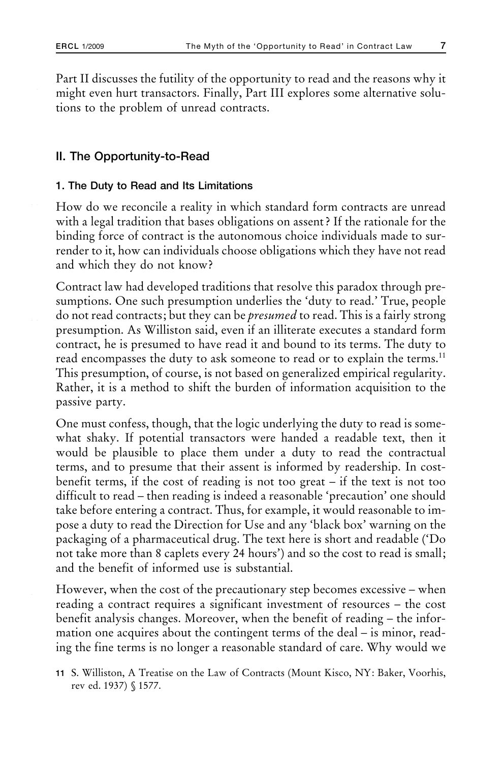Part II discusses the futility of the opportunity to read and the reasons why it might even hurt transactors. Finally, Part III explores some alternative solutions to the problem of unread contracts.

## II. The Opportunity-to-Read

### 1. The Duty to Read and Its Limitations

How do we reconcile a reality in which standard form contracts are unread with a legal tradition that bases obligations on assent? If the rationale for the binding force of contract is the autonomous choice individuals made to surrender to it, how can individuals choose obligations which they have not read and which they do not know?

Contract law had developed traditions that resolve this paradox through presumptions. One such presumption underlies the 'duty to read.' True, people do not read contracts; but they can be *presumed* to read. This is a fairly strong presumption. As Williston said, even if an illiterate executes a standard form contract, he is presumed to have read it and bound to its terms. The duty to read encompasses the duty to ask someone to read or to explain the terms.[11] This presumption, of course, is not based on generalized empirical regularity. Rather, it is a method to shift the burden of information acquisition to the passive party.

One must confess, though, that the logic underlying the duty to read is somewhat shaky. If potential transactors were handed a readable text, then it would be plausible to place them under a duty to read the contractual terms, and to presume that their assent is informed by readership. In cost-benefit terms, if the cost of reading is not too great – if the text is not too difficult to read – then reading is indeed a reasonable 'precaution' one should take before entering a contract. Thus, for example, it would reasonable to impose a duty to read the Direction for Use and any 'black box' warning on the packaging of a pharmaceutical drug. The text here is short and readable ('Do not take more than 8 caplets every 24 hours') and so the cost to read is small; and the benefit of informed use is substantial.

However, when the cost of the precautionary step becomes excessive – when reading a contract requires a significant investment of resources – the cost benefit analysis changes. Moreover, when the benefit of reading – the information one acquires about the contingent terms of the deal – is minor, reading the fine terms is no longer a reasonable standard of care. Why would we

[11] S. Williston, A Treatise on the Law of Contracts (Mount Kisco, NY: Baker, Voorhis, rev ed. 1937) § 1577.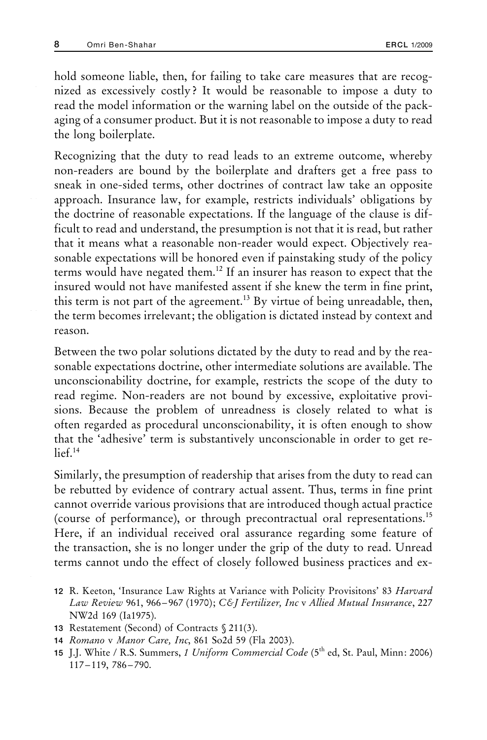hold someone liable, then, for failing to take care measures that are recognized as excessively costly? It would be reasonable to impose a duty to read the model information or the warning label on the outside of the packaging of a consumer product. But it is not reasonable to impose a duty to read the long boilerplate.

Recognizing that the duty to read leads to an extreme outcome, whereby non-readers are bound by the boilerplate and drafters get a free pass to sneak in one-sided terms, other doctrines of contract law take an opposite approach. Insurance law, for example, restricts individuals' obligations by the doctrine of reasonable expectations. If the language of the clause is difficult to read and understand, the presumption is not that it is read, but rather that it means what a reasonable non-reader would expect. Objectively reasonable expectations will be honored even if painstaking study of the policy terms would have negated them.[12] If an insurer has reason to expect that the insured would not have manifested assent if she knew the term in fine print, this term is not part of the agreement.[13] By virtue of being unreadable, then, the term becomes irrelevant; the obligation is dictated instead by context and reason.

Between the two polar solutions dictated by the duty to read and by the reasonable expectations doctrine, other intermediate solutions are available. The unconscionability doctrine, for example, restricts the scope of the duty to read regime. Non-readers are not bound by excessive, exploitative provisions. Because the problem of unreadness is closely related to what is often regarded as procedural unconscionability, it is often enough to show that the 'adhesive' term is substantively unconscionable in order to get relief.[14]

Similarly, the presumption of readership that arises from the duty to read can be rebutted by evidence of contrary actual assent. Thus, terms in fine print cannot override various provisions that are introduced though actual practice (course of performance), or through precontractual oral representations.[15] Here, if an individual received oral assurance regarding some feature of the transaction, she is no longer under the grip of the duty to read. Unread terms cannot undo the effect of closely followed business practices and ex-

12 R. Keeton, 'Insurance Law Rights at Variance with Policity Provisitons' 83 *Harvard Law Review* 961, 966–967 (1970); *C&J Fertilizer, Inc* v *Allied Mutual Insurance*, 227 NW2d 169 (Ia1975).

13 Restatement (Second) of Contracts § 211(3).

14 *Romano* v *Manor Care, Inc*, 861 So2d 59 (Fla 2003).

15 J.J. White / R.S. Summers, *1 Uniform Commercial Code* (5th ed, St. Paul, Minn: 2006) 117–119, 786–790.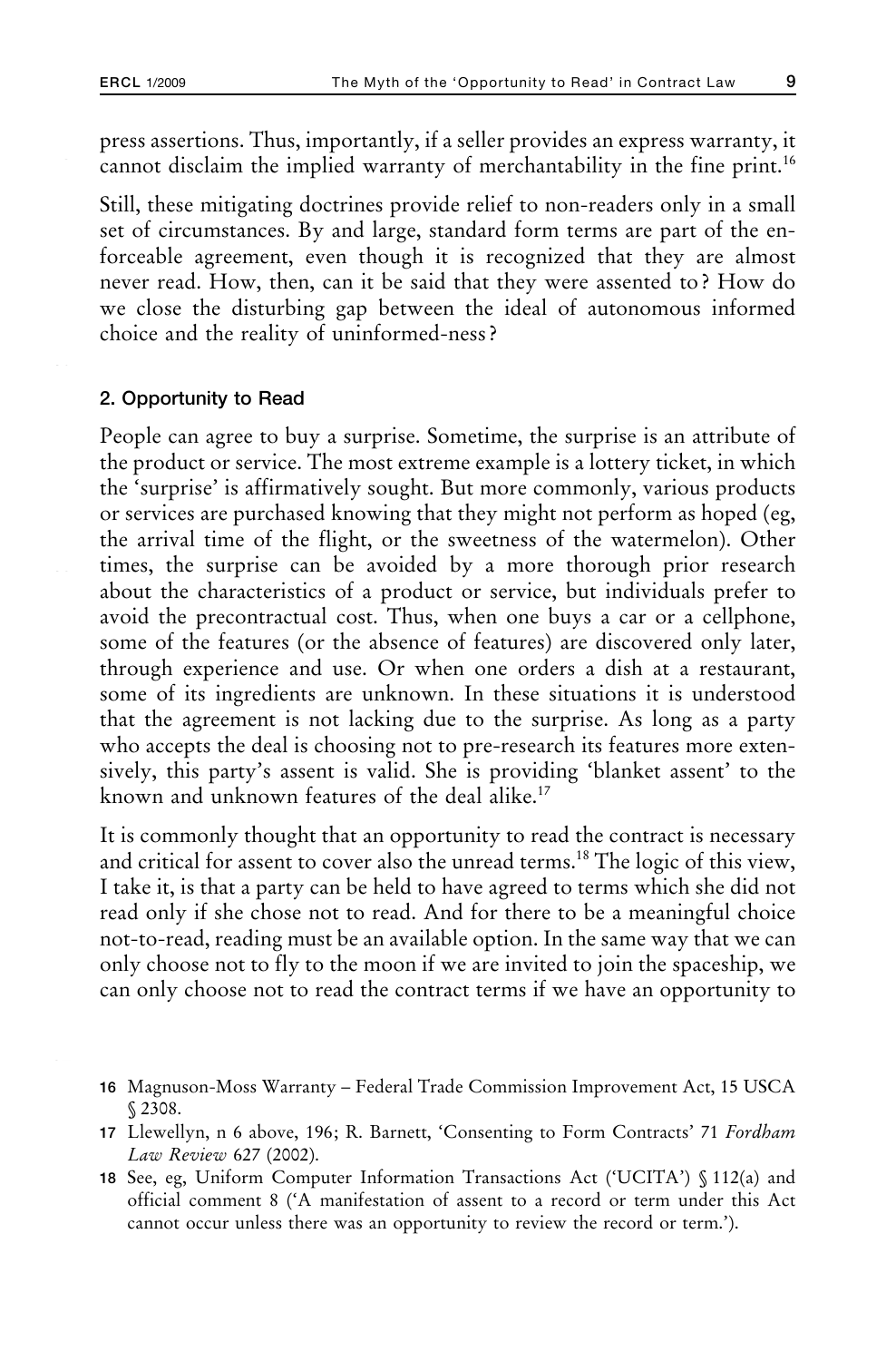press assertions. Thus, importantly, if a seller provides an express warranty, it cannot disclaim the implied warranty of merchantability in the fine print.[16]

Still, these mitigating doctrines provide relief to non-readers only in a small set of circumstances. By and large, standard form terms are part of the enforceable agreement, even though it is recognized that they are almost never read. How, then, can it be said that they were assented to? How do we close the disturbing gap between the ideal of autonomous informed choice and the reality of uninformed-ness?

### 2. Opportunity to Read

People can agree to buy a surprise. Sometime, the surprise is an attribute of the product or service. The most extreme example is a lottery ticket, in which the 'surprise' is affirmatively sought. But more commonly, various products or services are purchased knowing that they might not perform as hoped (eg, the arrival time of the flight, or the sweetness of the watermelon). Other times, the surprise can be avoided by a more thorough prior research about the characteristics of a product or service, but individuals prefer to avoid the precontractual cost. Thus, when one buys a car or a cellphone, some of the features (or the absence of features) are discovered only later, through experience and use. Or when one orders a dish at a restaurant, some of its ingredients are unknown. In these situations it is understood that the agreement is not lacking due to the surprise. As long as a party who accepts the deal is choosing not to pre-research its features more extensively, this party's assent is valid. She is providing 'blanket assent' to the known and unknown features of the deal alike.[17]

It is commonly thought that an opportunity to read the contract is necessary and critical for assent to cover also the unread terms.[18] The logic of this view, I take it, is that a party can be held to have agreed to terms which she did not read only if she chose not to read. And for there to be a meaningful choice not-to-read, reading must be an available option. In the same way that we can only choose not to fly to the moon if we are invited to join the spaceship, we can only choose not to read the contract terms if we have an opportunity to

16 Magnuson-Moss Warranty – Federal Trade Commission Improvement Act, 15 USCA § 2308.

17 Llewellyn, n 6 above, 196; R. Barnett, 'Consenting to Form Contracts' 71 *Fordham Law Review* 627 (2002).

18 See, eg, Uniform Computer Information Transactions Act ('UCITA') § 112(a) and official comment 8 ('A manifestation of assent to a record or term under this Act cannot occur unless there was an opportunity to review the record or term.').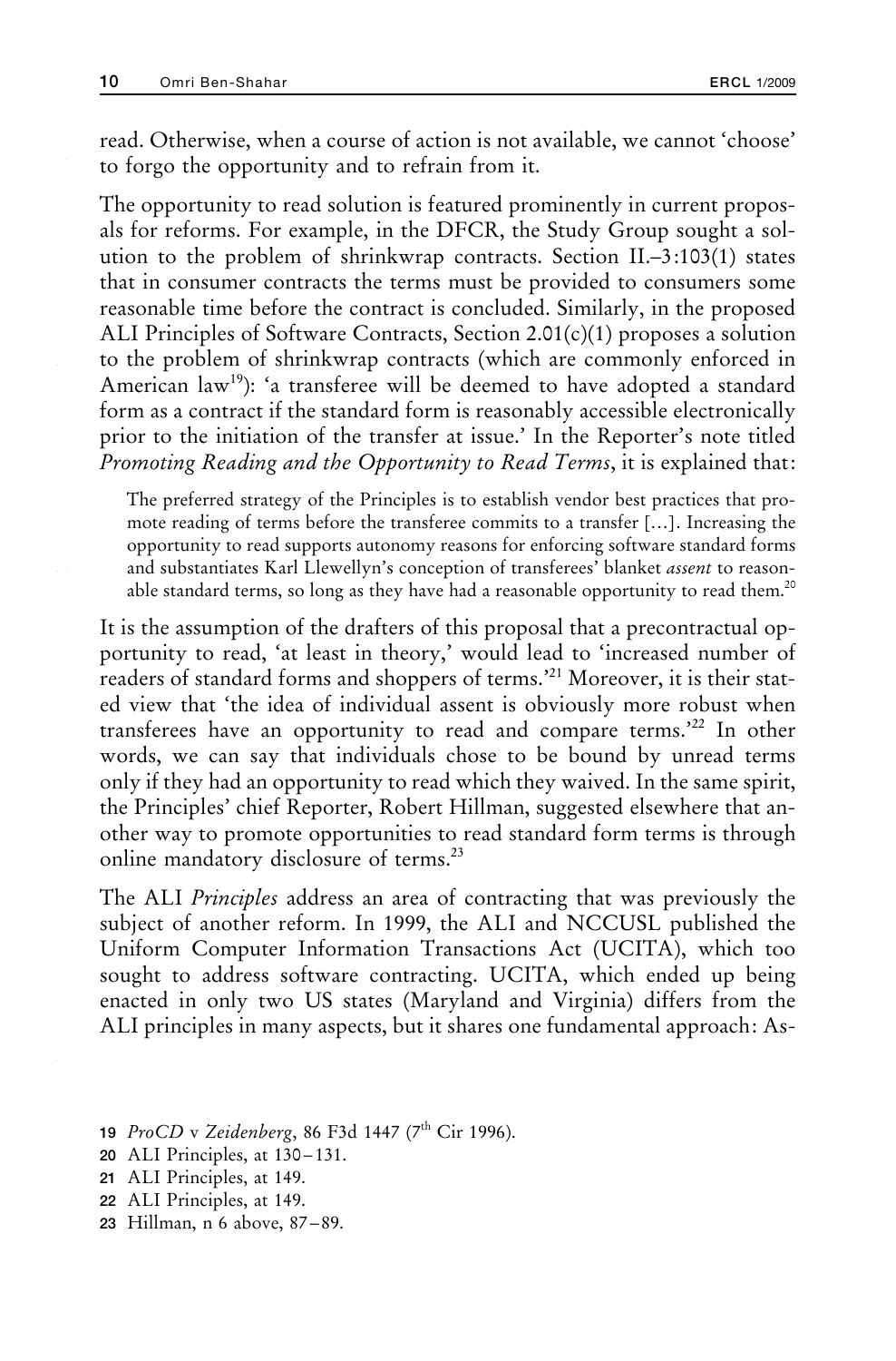read. Otherwise, when a course of action is not available, we cannot 'choose' to forgo the opportunity and to refrain from it.

The opportunity to read solution is featured prominently in current proposals for reforms. For example, in the DFCR, the Study Group sought a solution to the problem of shrinkwrap contracts. Section II.–3:103(1) states that in consumer contracts the terms must be provided to consumers some reasonable time before the contract is concluded. Similarly, in the proposed ALI Principles of Software Contracts, Section 2.01(c)(1) proposes a solution to the problem of shrinkwrap contracts (which are commonly enforced in American law[19]): 'a transferee will be deemed to have adopted a standard form as a contract if the standard form is reasonably accessible electronically prior to the initiation of the transfer at issue.' In the Reporter's note titled *Promoting Reading and the Opportunity to Read Terms*, it is explained that:

> The preferred strategy of the Principles is to establish vendor best practices that promote reading of terms before the transferee commits to a transfer […]. Increasing the opportunity to read supports autonomy reasons for enforcing software standard forms and substantiates Karl Llewellyn's conception of transferees' blanket *assent* to reasonable standard terms, so long as they have had a reasonable opportunity to read them.[20]

It is the assumption of the drafters of this proposal that a precontractual opportunity to read, 'at least in theory,' would lead to 'increased number of readers of standard forms and shoppers of terms.'[21] Moreover, it is their stated view that 'the idea of individual assent is obviously more robust when transferees have an opportunity to read and compare terms.'[22] In other words, we can say that individuals chose to be bound by unread terms only if they had an opportunity to read which they waived. In the same spirit, the Principles' chief Reporter, Robert Hillman, suggested elsewhere that another way to promote opportunities to read standard form terms is through online mandatory disclosure of terms.[23]

The ALI *Principles* address an area of contracting that was previously the subject of another reform. In 1999, the ALI and NCCUSL published the Uniform Computer Information Transactions Act (UCITA), which too sought to address software contracting. UCITA, which ended up being enacted in only two US states (Maryland and Virginia) differs from the ALI principles in many aspects, but it shares one fundamental approach: As-

---

19 *ProCD* v *Zeidenberg*, 86 F3d 1447 (7th Cir 1996).

20 ALI Principles, at 130–131.

21 ALI Principles, at 149.

22 ALI Principles, at 149.

23 Hillman, n 6 above, 87–89.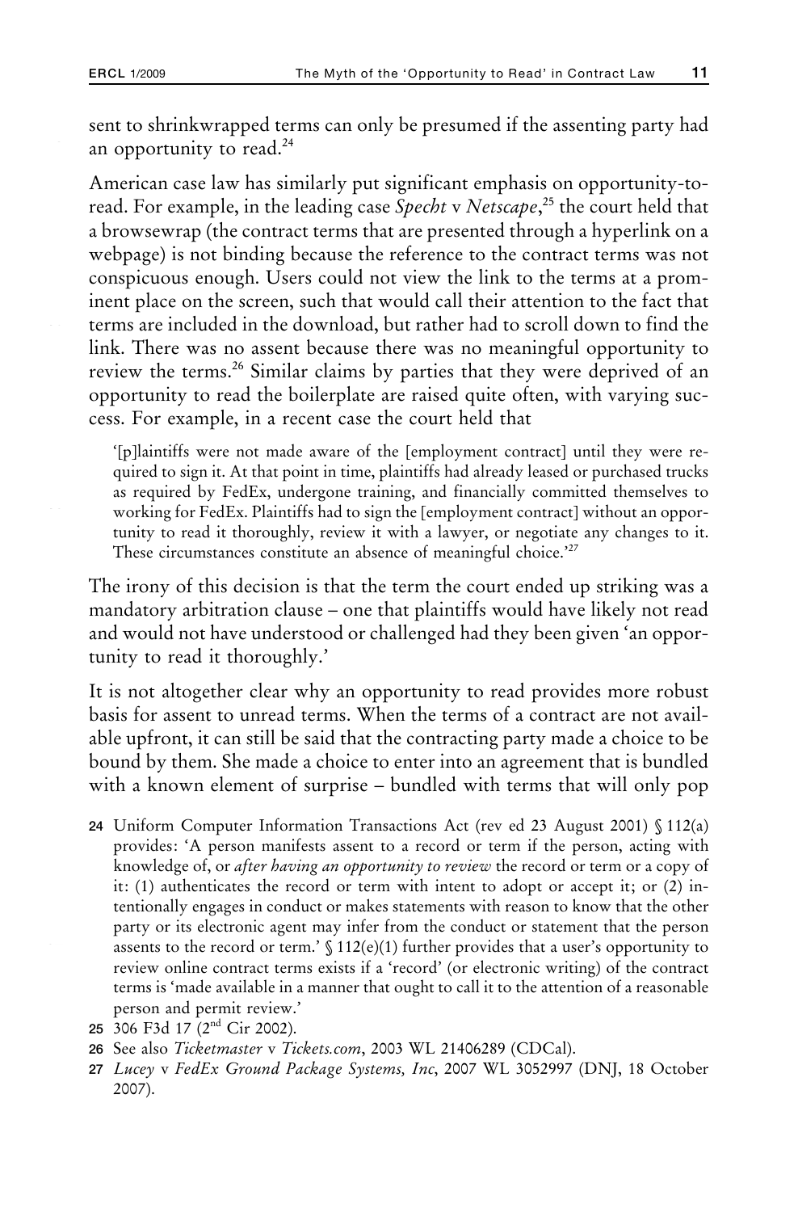sent to shrinkwrapped terms can only be presumed if the assenting party had an opportunity to read.[24]

American case law has similarly put significant emphasis on opportunity-to-read. For example, in the leading case *Specht* v *Netscape*,[25] the court held that a browsewrap (the contract terms that are presented through a hyperlink on a webpage) is not binding because the reference to the contract terms was not conspicuous enough. Users could not view the link to the terms at a prominent place on the screen, such that would call their attention to the fact that terms are included in the download, but rather had to scroll down to find the link. There was no assent because there was no meaningful opportunity to review the terms.[26] Similar claims by parties that they were deprived of an opportunity to read the boilerplate are raised quite often, with varying success. For example, in a recent case the court held that

> '[p]laintiffs were not made aware of the [employment contract] until they were required to sign it. At that point in time, plaintiffs had already leased or purchased trucks as required by FedEx, undergone training, and financially committed themselves to working for FedEx. Plaintiffs had to sign the [employment contract] without an opportunity to read it thoroughly, review it with a lawyer, or negotiate any changes to it. These circumstances constitute an absence of meaningful choice.'[27]

The irony of this decision is that the term the court ended up striking was a mandatory arbitration clause – one that plaintiffs would have likely not read and would not have understood or challenged had they been given 'an opportunity to read it thoroughly.'

It is not altogether clear why an opportunity to read provides more robust basis for assent to unread terms. When the terms of a contract are not available upfront, it can still be said that the contracting party made a choice to be bound by them. She made a choice to enter into an agreement that is bundled with a known element of surprise – bundled with terms that will only pop

---

24 Uniform Computer Information Transactions Act (rev ed 23 August 2001) § 112(a) provides: 'A person manifests assent to a record or term if the person, acting with knowledge of, or *after having an opportunity to review* the record or term or a copy of it: (1) authenticates the record or term with intent to adopt or accept it; or (2) intentionally engages in conduct or makes statements with reason to know that the other party or its electronic agent may infer from the conduct or statement that the person assents to the record or term.' § 112(e)(1) further provides that a user's opportunity to review online contract terms exists if a 'record' (or electronic writing) of the contract terms is 'made available in a manner that ought to call it to the attention of a reasonable person and permit review.'

25 306 F3d 17 (2nd Cir 2002).

26 See also *Ticketmaster* v *Tickets.com*, 2003 WL 21406289 (CDCal).

27 *Lucey* v *FedEx Ground Package Systems, Inc*, 2007 WL 3052997 (DNJ, 18 October 2007).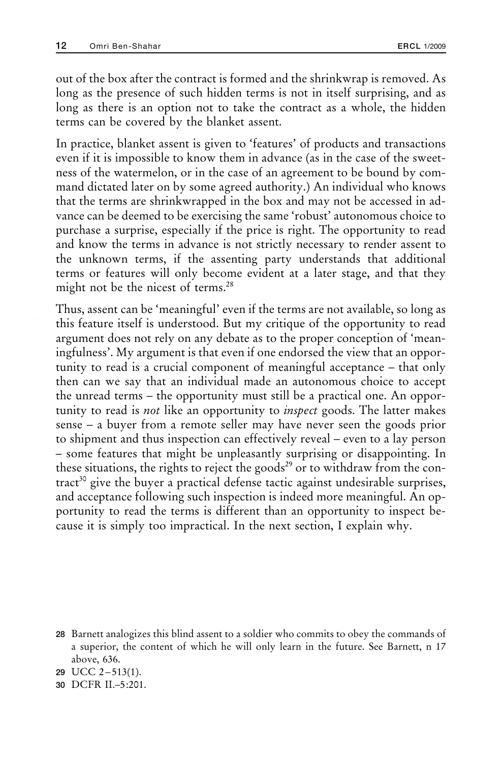out of the box after the contract is formed and the shrinkwrap is removed. As long as the presence of such hidden terms is not in itself surprising, and as long as there is an option not to take the contract as a whole, the hidden terms can be covered by the blanket assent.

In practice, blanket assent is given to 'features' of products and transactions even if it is impossible to know them in advance (as in the case of the sweetness of the watermelon, or in the case of an agreement to be bound by command dictated later on by some agreed authority.) An individual who knows that the terms are shrinkwrapped in the box and may not be accessed in advance can be deemed to be exercising the same 'robust' autonomous choice to purchase a surprise, especially if the price is right. The opportunity to read and know the terms in advance is not strictly necessary to render assent to the unknown terms, if the assenting party understands that additional terms or features will only become evident at a later stage, and that they might not be the nicest of terms.[28]

Thus, assent can be 'meaningful' even if the terms are not available, so long as this feature itself is understood. But my critique of the opportunity to read argument does not rely on any debate as to the proper conception of 'meaningfulness'. My argument is that even if one endorsed the view that an opportunity to read is a crucial component of meaningful acceptance – that only then can we say that an individual made an autonomous choice to accept the unread terms – the opportunity must still be a practical one. An opportunity to read is *not* like an opportunity to *inspect* goods. The latter makes sense – a buyer from a remote seller may have never seen the goods prior to shipment and thus inspection can effectively reveal – even to a lay person – some features that might be unpleasantly surprising or disappointing. In these situations, the rights to reject the goods[29] or to withdraw from the contract[30] give the buyer a practical defense tactic against undesirable surprises, and acceptance following such inspection is indeed more meaningful. An opportunity to read the terms is different than an opportunity to inspect because it is simply too impractical. In the next section, I explain why.

---

28 Barnett analogizes this blind assent to a soldier who commits to obey the commands of a superior, the content of which he will only learn in the future. See Barnett, n 17 above, 636.

29 UCC 2–513(1).

30 DCFR II.–5:201.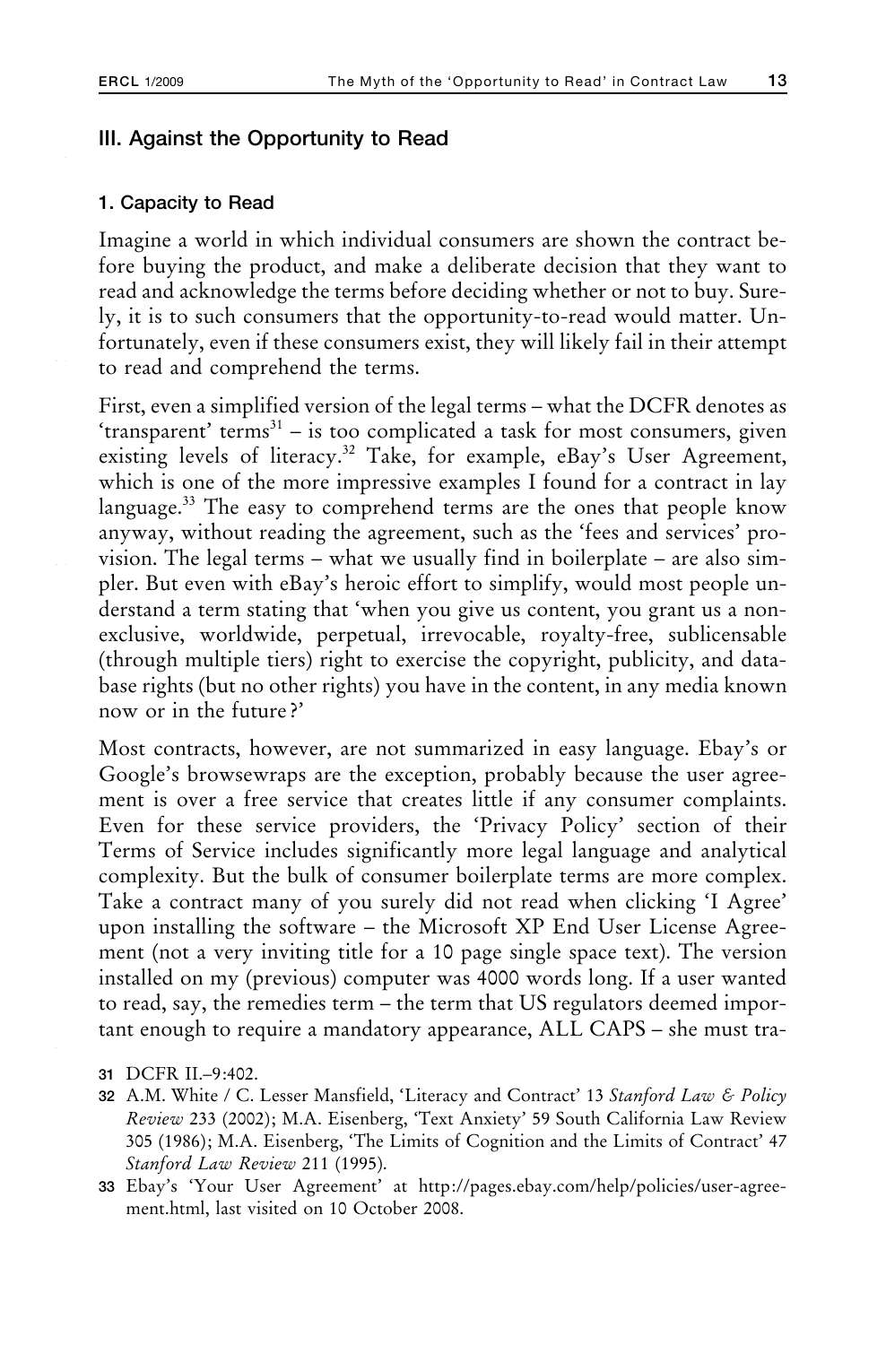## III. Against the Opportunity to Read

### 1. Capacity to Read

Imagine a world in which individual consumers are shown the contract before buying the product, and make a deliberate decision that they want to read and acknowledge the terms before deciding whether or not to buy. Surely, it is to such consumers that the opportunity-to-read would matter. Unfortunately, even if these consumers exist, they will likely fail in their attempt to read and comprehend the terms.

First, even a simplified version of the legal terms – what the DCFR denotes as 'transparent' terms[31] – is too complicated a task for most consumers, given existing levels of literacy.[32] Take, for example, eBay's User Agreement, which is one of the more impressive examples I found for a contract in lay language.[33] The easy to comprehend terms are the ones that people know anyway, without reading the agreement, such as the 'fees and services' provision. The legal terms – what we usually find in boilerplate – are also simpler. But even with eBay's heroic effort to simplify, would most people understand a term stating that 'when you give us content, you grant us a non-exclusive, worldwide, perpetual, irrevocable, royalty-free, sublicensable (through multiple tiers) right to exercise the copyright, publicity, and database rights (but no other rights) you have in the content, in any media known now or in the future?'

Most contracts, however, are not summarized in easy language. Ebay's or Google's browsewraps are the exception, probably because the user agreement is over a free service that creates little if any consumer complaints. Even for these service providers, the 'Privacy Policy' section of their Terms of Service includes significantly more legal language and analytical complexity. But the bulk of consumer boilerplate terms are more complex. Take a contract many of you surely did not read when clicking 'I Agree' upon installing the software – the Microsoft XP End User License Agreement (not a very inviting title for a 10 page single space text). The version installed on my (previous) computer was 4000 words long. If a user wanted to read, say, the remedies term – the term that US regulators deemed important enough to require a mandatory appearance, ALL CAPS – she must tra-

31 DCFR II.–9:402.

32 A.M. White / C. Lesser Mansfield, 'Literacy and Contract' 13 *Stanford Law & Policy Review* 233 (2002); M.A. Eisenberg, 'Text Anxiety' 59 South California Law Review 305 (1986); M.A. Eisenberg, 'The Limits of Cognition and the Limits of Contract' 47 *Stanford Law Review* 211 (1995).

33 Ebay's 'Your User Agreement' at http://pages.ebay.com/help/policies/user-agreement.html, last visited on 10 October 2008.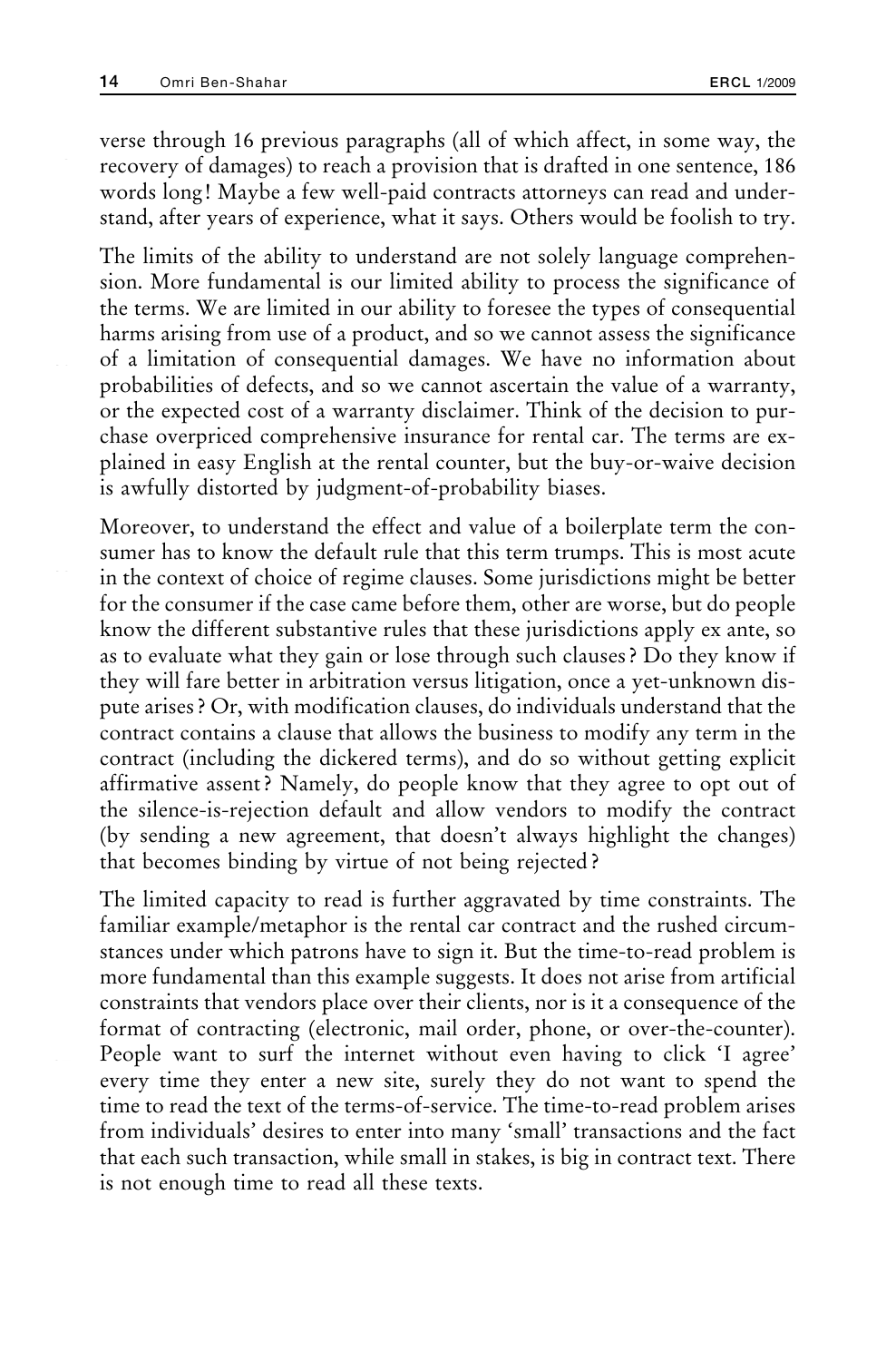verse through 16 previous paragraphs (all of which affect, in some way, the recovery of damages) to reach a provision that is drafted in one sentence, 186 words long! Maybe a few well-paid contracts attorneys can read and understand, after years of experience, what it says. Others would be foolish to try.

The limits of the ability to understand are not solely language comprehension. More fundamental is our limited ability to process the significance of the terms. We are limited in our ability to foresee the types of consequential harms arising from use of a product, and so we cannot assess the significance of a limitation of consequential damages. We have no information about probabilities of defects, and so we cannot ascertain the value of a warranty, or the expected cost of a warranty disclaimer. Think of the decision to purchase overpriced comprehensive insurance for rental car. The terms are explained in easy English at the rental counter, but the buy-or-waive decision is awfully distorted by judgment-of-probability biases.

Moreover, to understand the effect and value of a boilerplate term the consumer has to know the default rule that this term trumps. This is most acute in the context of choice of regime clauses. Some jurisdictions might be better for the consumer if the case came before them, other are worse, but do people know the different substantive rules that these jurisdictions apply ex ante, so as to evaluate what they gain or lose through such clauses? Do they know if they will fare better in arbitration versus litigation, once a yet-unknown dispute arises? Or, with modification clauses, do individuals understand that the contract contains a clause that allows the business to modify any term in the contract (including the dickered terms), and do so without getting explicit affirmative assent? Namely, do people know that they agree to opt out of the silence-is-rejection default and allow vendors to modify the contract (by sending a new agreement, that doesn't always highlight the changes) that becomes binding by virtue of not being rejected?

The limited capacity to read is further aggravated by time constraints. The familiar example/metaphor is the rental car contract and the rushed circumstances under which patrons have to sign it. But the time-to-read problem is more fundamental than this example suggests. It does not arise from artificial constraints that vendors place over their clients, nor is it a consequence of the format of contracting (electronic, mail order, phone, or over-the-counter). People want to surf the internet without even having to click 'I agree' every time they enter a new site, surely they do not want to spend the time to read the text of the terms-of-service. The time-to-read problem arises from individuals' desires to enter into many 'small' transactions and the fact that each such transaction, while small in stakes, is big in contract text. There is not enough time to read all these texts.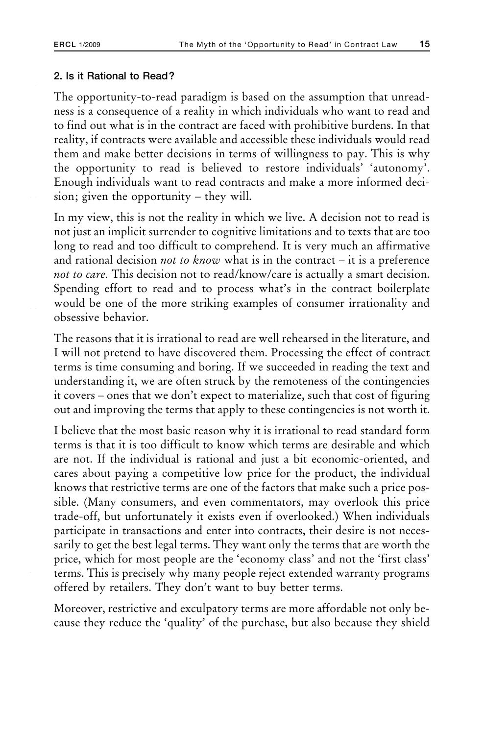## 2. Is it Rational to Read?

The opportunity-to-read paradigm is based on the assumption that unreadness is a consequence of a reality in which individuals who want to read and to find out what is in the contract are faced with prohibitive burdens. In that reality, if contracts were available and accessible these individuals would read them and make better decisions in terms of willingness to pay. This is why the opportunity to read is believed to restore individuals' 'autonomy'. Enough individuals want to read contracts and make a more informed decision; given the opportunity – they will.

In my view, this is not the reality in which we live. A decision not to read is not just an implicit surrender to cognitive limitations and to texts that are too long to read and too difficult to comprehend. It is very much an affirmative and rational decision *not to know* what is in the contract – it is a preference *not to care.* This decision not to read/know/care is actually a smart decision. Spending effort to read and to process what's in the contract boilerplate would be one of the more striking examples of consumer irrationality and obsessive behavior.

The reasons that it is irrational to read are well rehearsed in the literature, and I will not pretend to have discovered them. Processing the effect of contract terms is time consuming and boring. If we succeeded in reading the text and understanding it, we are often struck by the remoteness of the contingencies it covers – ones that we don't expect to materialize, such that cost of figuring out and improving the terms that apply to these contingencies is not worth it.

I believe that the most basic reason why it is irrational to read standard form terms is that it is too difficult to know which terms are desirable and which are not. If the individual is rational and just a bit economic-oriented, and cares about paying a competitive low price for the product, the individual knows that restrictive terms are one of the factors that make such a price possible. (Many consumers, and even commentators, may overlook this price trade-off, but unfortunately it exists even if overlooked.) When individuals participate in transactions and enter into contracts, their desire is not necessarily to get the best legal terms. They want only the terms that are worth the price, which for most people are the 'economy class' and not the 'first class' terms. This is precisely why many people reject extended warranty programs offered by retailers. They don't want to buy better terms.

Moreover, restrictive and exculpatory terms are more affordable not only because they reduce the 'quality' of the purchase, but also because they shield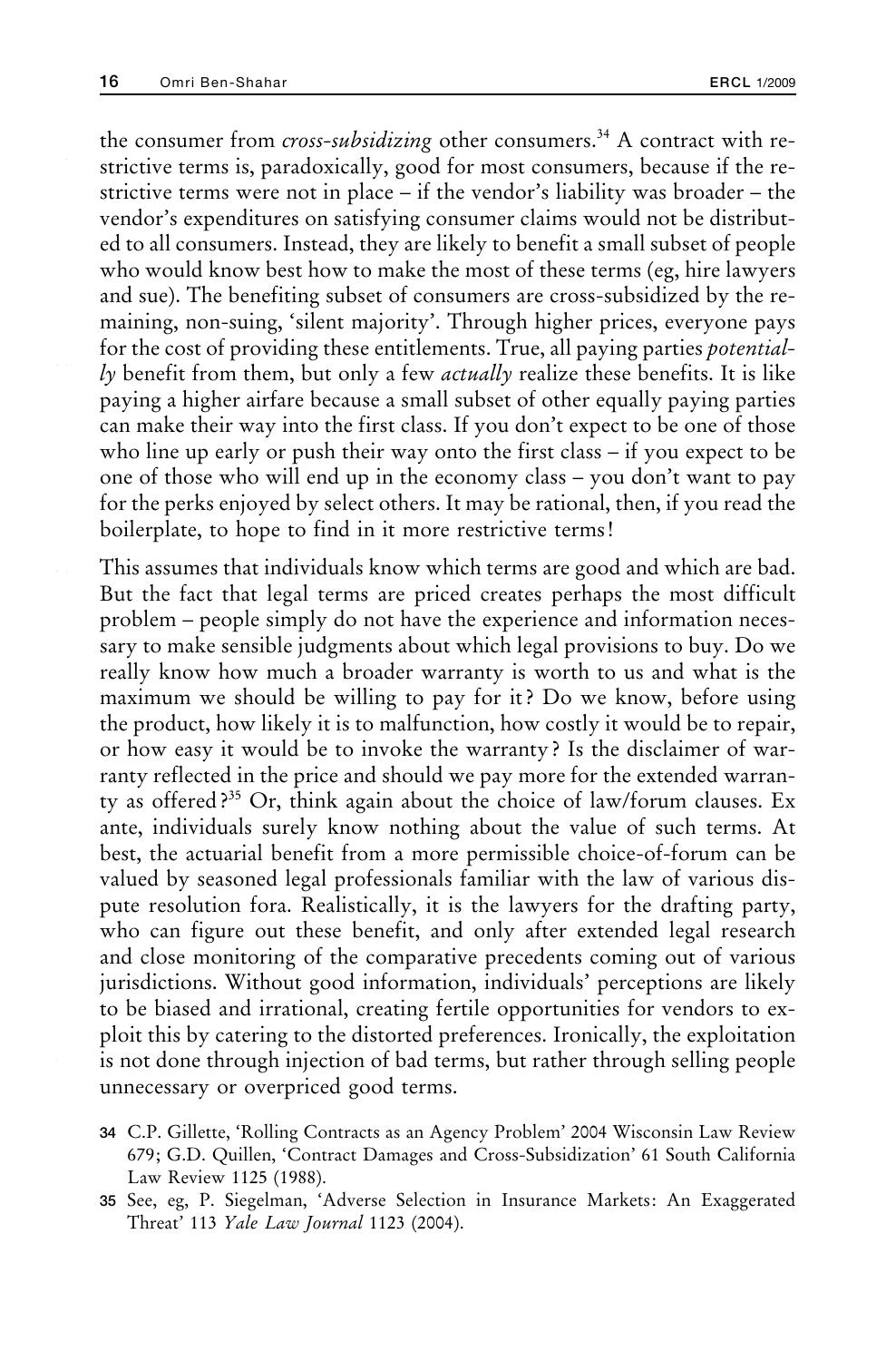the consumer from *cross-subsidizing* other consumers.[34] A contract with restrictive terms is, paradoxically, good for most consumers, because if the restrictive terms were not in place – if the vendor's liability was broader – the vendor's expenditures on satisfying consumer claims would not be distributed to all consumers. Instead, they are likely to benefit a small subset of people who would know best how to make the most of these terms (eg, hire lawyers and sue). The benefiting subset of consumers are cross-subsidized by the remaining, non-suing, 'silent majority'. Through higher prices, everyone pays for the cost of providing these entitlements. True, all paying parties *potentially* benefit from them, but only a few *actually* realize these benefits. It is like paying a higher airfare because a small subset of other equally paying parties can make their way into the first class. If you don't expect to be one of those who line up early or push their way onto the first class – if you expect to be one of those who will end up in the economy class – you don't want to pay for the perks enjoyed by select others. It may be rational, then, if you read the boilerplate, to hope to find in it more restrictive terms!

This assumes that individuals know which terms are good and which are bad. But the fact that legal terms are priced creates perhaps the most difficult problem – people simply do not have the experience and information necessary to make sensible judgments about which legal provisions to buy. Do we really know how much a broader warranty is worth to us and what is the maximum we should be willing to pay for it? Do we know, before using the product, how likely it is to malfunction, how costly it would be to repair, or how easy it would be to invoke the warranty? Is the disclaimer of warranty reflected in the price and should we pay more for the extended warranty as offered?[35] Or, think again about the choice of law/forum clauses. Ex ante, individuals surely know nothing about the value of such terms. At best, the actuarial benefit from a more permissible choice-of-forum can be valued by seasoned legal professionals familiar with the law of various dispute resolution fora. Realistically, it is the lawyers for the drafting party, who can figure out these benefit, and only after extended legal research and close monitoring of the comparative precedents coming out of various jurisdictions. Without good information, individuals' perceptions are likely to be biased and irrational, creating fertile opportunities for vendors to exploit this by catering to the distorted preferences. Ironically, the exploitation is not done through injection of bad terms, but rather through selling people unnecessary or overpriced good terms.

34 C.P. Gillette, 'Rolling Contracts as an Agency Problem' 2004 Wisconsin Law Review 679; G.D. Quillen, 'Contract Damages and Cross-Subsidization' 61 South California Law Review 1125 (1988).

35 See, eg, P. Siegelman, 'Adverse Selection in Insurance Markets: An Exaggerated Threat' 113 *Yale Law Journal* 1123 (2004).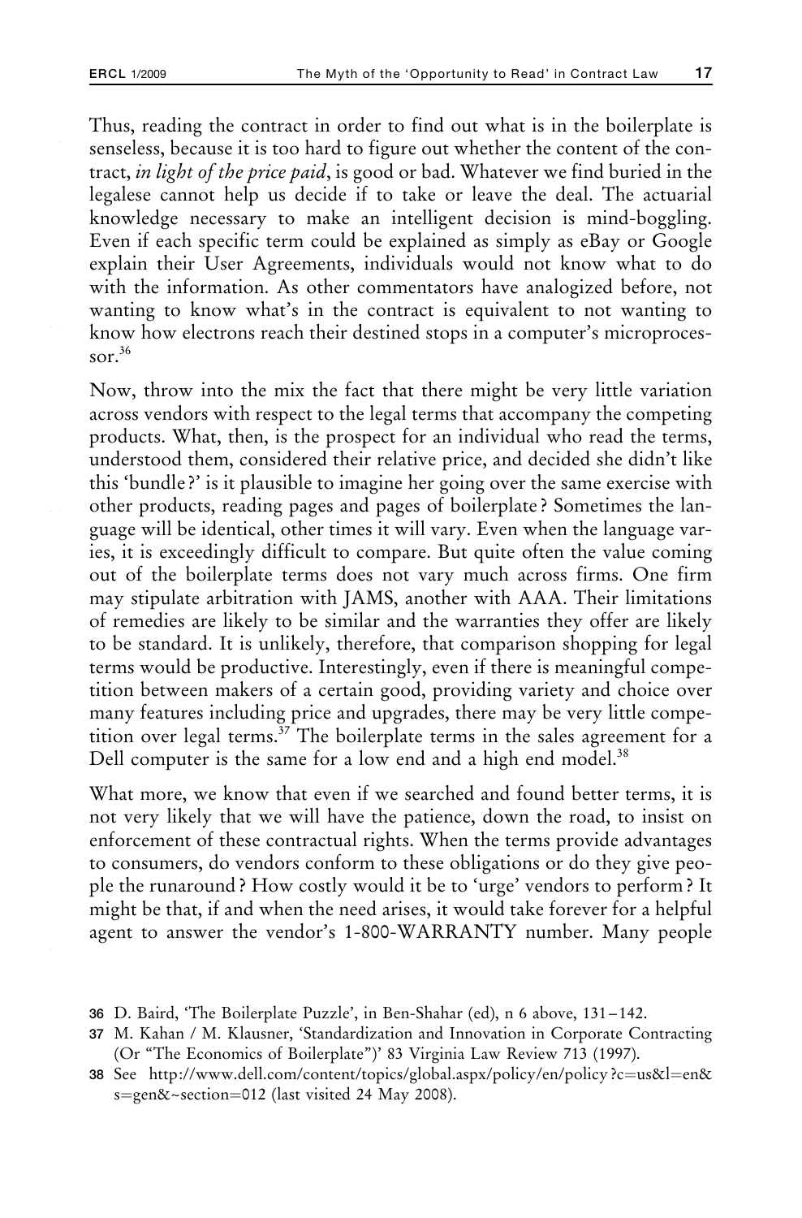Thus, reading the contract in order to find out what is in the boilerplate is senseless, because it is too hard to figure out whether the content of the contract, *in light of the price paid*, is good or bad. Whatever we find buried in the legalese cannot help us decide if to take or leave the deal. The actuarial knowledge necessary to make an intelligent decision is mind-boggling. Even if each specific term could be explained as simply as eBay or Google explain their User Agreements, individuals would not know what to do with the information. As other commentators have analogized before, not wanting to know what's in the contract is equivalent to not wanting to know how electrons reach their destined stops in a computer's microprocessor.[36]

Now, throw into the mix the fact that there might be very little variation across vendors with respect to the legal terms that accompany the competing products. What, then, is the prospect for an individual who read the terms, understood them, considered their relative price, and decided she didn't like this 'bundle?' is it plausible to imagine her going over the same exercise with other products, reading pages and pages of boilerplate? Sometimes the language will be identical, other times it will vary. Even when the language varies, it is exceedingly difficult to compare. But quite often the value coming out of the boilerplate terms does not vary much across firms. One firm may stipulate arbitration with JAMS, another with AAA. Their limitations of remedies are likely to be similar and the warranties they offer are likely to be standard. It is unlikely, therefore, that comparison shopping for legal terms would be productive. Interestingly, even if there is meaningful competition between makers of a certain good, providing variety and choice over many features including price and upgrades, there may be very little competition over legal terms.[37] The boilerplate terms in the sales agreement for a Dell computer is the same for a low end and a high end model.[38]

What more, we know that even if we searched and found better terms, it is not very likely that we will have the patience, down the road, to insist on enforcement of these contractual rights. When the terms provide advantages to consumers, do vendors conform to these obligations or do they give people the runaround? How costly would it be to 'urge' vendors to perform? It might be that, if and when the need arises, it would take forever for a helpful agent to answer the vendor's 1-800-WARRANTY number. Many people

---

36 D. Baird, 'The Boilerplate Puzzle', in Ben-Shahar (ed), n 6 above, 131–142.

37 M. Kahan / M. Klausner, 'Standardization and Innovation in Corporate Contracting (Or "The Economics of Boilerplate")' 83 Virginia Law Review 713 (1997).

38 See http://www.dell.com/content/topics/global.aspx/policy/en/policy?c=us&l=en&s=gen&~section=012 (last visited 24 May 2008).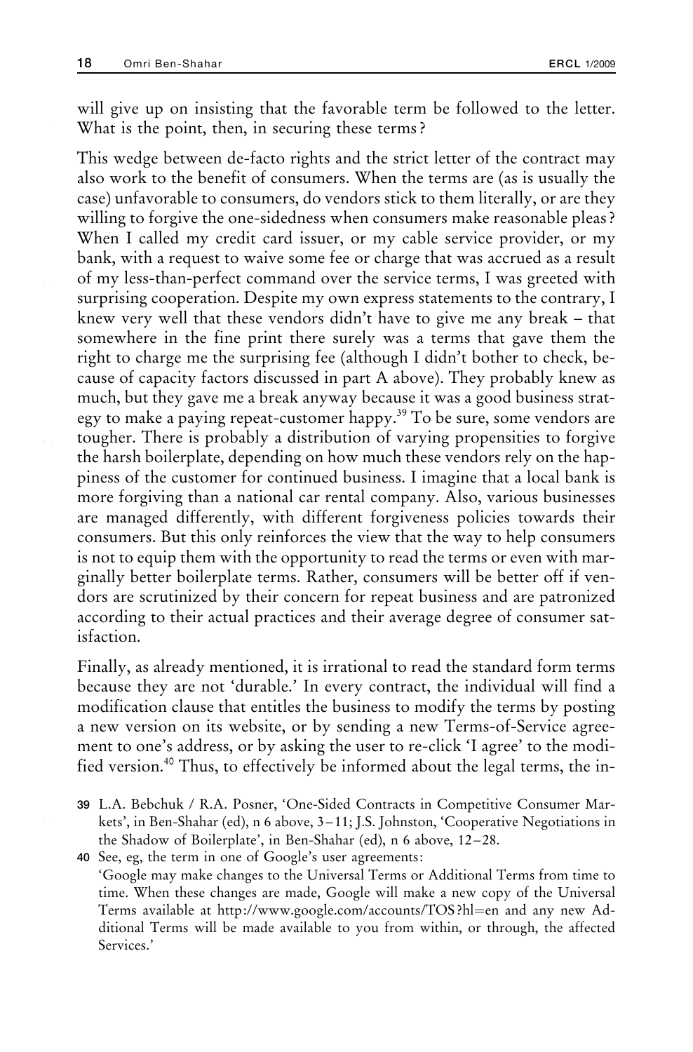will give up on insisting that the favorable term be followed to the letter. What is the point, then, in securing these terms?

This wedge between de-facto rights and the strict letter of the contract may also work to the benefit of consumers. When the terms are (as is usually the case) unfavorable to consumers, do vendors stick to them literally, or are they willing to forgive the one-sidedness when consumers make reasonable pleas? When I called my credit card issuer, or my cable service provider, or my bank, with a request to waive some fee or charge that was accrued as a result of my less-than-perfect command over the service terms, I was greeted with surprising cooperation. Despite my own express statements to the contrary, I knew very well that these vendors didn't have to give me any break – that somewhere in the fine print there surely was a terms that gave them the right to charge me the surprising fee (although I didn't bother to check, because of capacity factors discussed in part A above). They probably knew as much, but they gave me a break anyway because it was a good business strategy to make a paying repeat-customer happy.[39] To be sure, some vendors are tougher. There is probably a distribution of varying propensities to forgive the harsh boilerplate, depending on how much these vendors rely on the happiness of the customer for continued business. I imagine that a local bank is more forgiving than a national car rental company. Also, various businesses are managed differently, with different forgiveness policies towards their consumers. But this only reinforces the view that the way to help consumers is not to equip them with the opportunity to read the terms or even with marginally better boilerplate terms. Rather, consumers will be better off if vendors are scrutinized by their concern for repeat business and are patronized according to their actual practices and their average degree of consumer satisfaction.

Finally, as already mentioned, it is irrational to read the standard form terms because they are not 'durable.' In every contract, the individual will find a modification clause that entitles the business to modify the terms by posting a new version on its website, or by sending a new Terms-of-Service agreement to one's address, or by asking the user to re-click 'I agree' to the modified version.[40] Thus, to effectively be informed about the legal terms, the in-

39 L.A. Bebchuk / R.A. Posner, 'One-Sided Contracts in Competitive Consumer Markets', in Ben-Shahar (ed), n 6 above, 3–11; J.S. Johnston, 'Cooperative Negotiations in the Shadow of Boilerplate', in Ben-Shahar (ed), n 6 above, 12–28.

40 See, eg, the term in one of Google's user agreements:
'Google may make changes to the Universal Terms or Additional Terms from time to time. When these changes are made, Google will make a new copy of the Universal Terms available at http://www.google.com/accounts/TOS?hl=en and any new Additional Terms will be made available to you from within, or through, the affected Services.'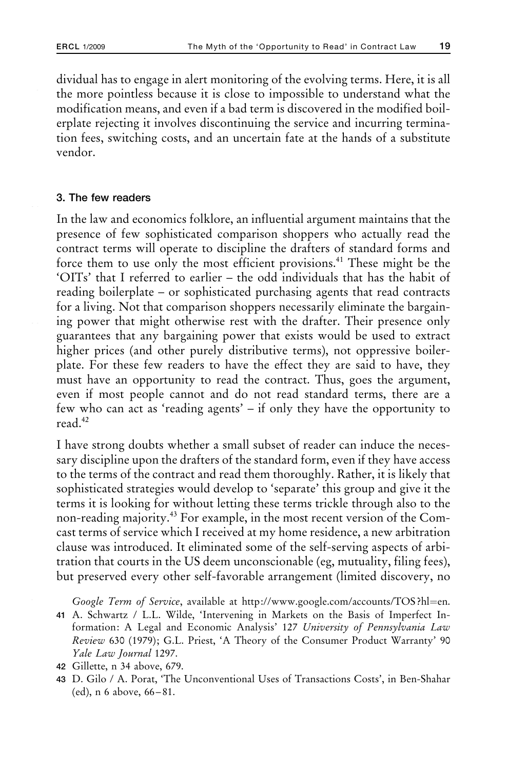dividual has to engage in alert monitoring of the evolving terms. Here, it is all the more pointless because it is close to impossible to understand what the modification means, and even if a bad term is discovered in the modified boilerplate rejecting it involves discontinuing the service and incurring termination fees, switching costs, and an uncertain fate at the hands of a substitute vendor.

### 3. The few readers

In the law and economics folklore, an influential argument maintains that the presence of few sophisticated comparison shoppers who actually read the contract terms will operate to discipline the drafters of standard forms and force them to use only the most efficient provisions.[41] These might be the 'OITs' that I referred to earlier – the odd individuals that has the habit of reading boilerplate – or sophisticated purchasing agents that read contracts for a living. Not that comparison shoppers necessarily eliminate the bargaining power that might otherwise rest with the drafter. Their presence only guarantees that any bargaining power that exists would be used to extract higher prices (and other purely distributive terms), not oppressive boilerplate. For these few readers to have the effect they are said to have, they must have an opportunity to read the contract. Thus, goes the argument, even if most people cannot and do not read standard terms, there are a few who can act as 'reading agents' – if only they have the opportunity to read.[42]

I have strong doubts whether a small subset of reader can induce the necessary discipline upon the drafters of the standard form, even if they have access to the terms of the contract and read them thoroughly. Rather, it is likely that sophisticated strategies would develop to 'separate' this group and give it the terms it is looking for without letting these terms trickle through also to the non-reading majority.[43] For example, in the most recent version of the Comcast terms of service which I received at my home residence, a new arbitration clause was introduced. It eliminated some of the self-serving aspects of arbitration that courts in the US deem unconscionable (eg, mutuality, filing fees), but preserved every other self-favorable arrangement (limited discovery, no

*Google Term of Service*, available at http://www.google.com/accounts/TOS?hl=en.

41 A. Schwartz / L.L. Wilde, 'Intervening in Markets on the Basis of Imperfect Information: A Legal and Economic Analysis' 127 *University of Pennsylvania Law Review* 630 (1979); G.L. Priest, 'A Theory of the Consumer Product Warranty' 90 *Yale Law Journal* 1297.

42 Gillette, n 34 above, 679.

43 D. Gilo / A. Porat, 'The Unconventional Uses of Transactions Costs', in Ben-Shahar (ed), n 6 above, 66–81.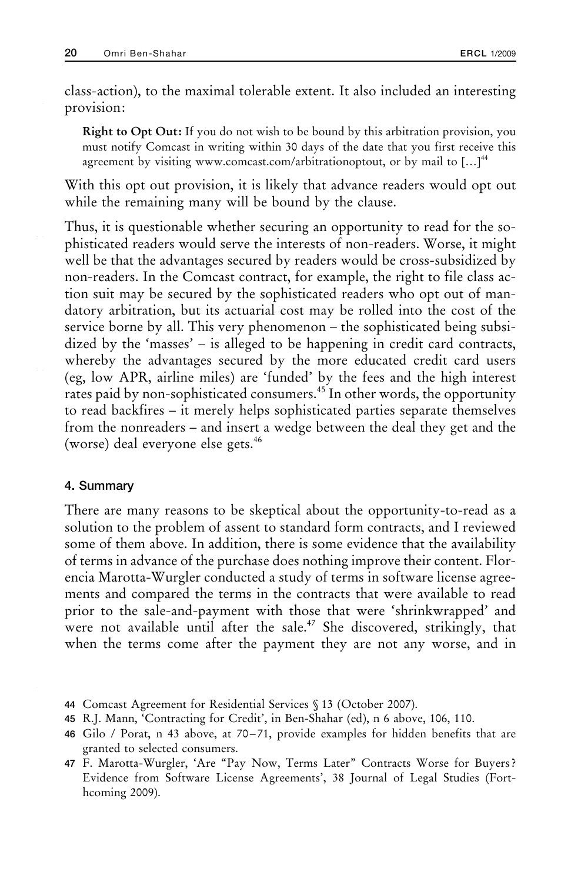class-action), to the maximal tolerable extent. It also included an interesting provision:

> **Right to Opt Out:** If you do not wish to be bound by this arbitration provision, you must notify Comcast in writing within 30 days of the date that you first receive this agreement by visiting www.comcast.com/arbitrationoptout, or by mail to […][44]

With this opt out provision, it is likely that advance readers would opt out while the remaining many will be bound by the clause.

Thus, it is questionable whether securing an opportunity to read for the sophisticated readers would serve the interests of non-readers. Worse, it might well be that the advantages secured by readers would be cross-subsidized by non-readers. In the Comcast contract, for example, the right to file class action suit may be secured by the sophisticated readers who opt out of mandatory arbitration, but its actuarial cost may be rolled into the cost of the service borne by all. This very phenomenon – the sophisticated being subsidized by the 'masses' – is alleged to be happening in credit card contracts, whereby the advantages secured by the more educated credit card users (eg, low APR, airline miles) are 'funded' by the fees and the high interest rates paid by non-sophisticated consumers.[45] In other words, the opportunity to read backfires – it merely helps sophisticated parties separate themselves from the nonreaders – and insert a wedge between the deal they get and the (worse) deal everyone else gets.[46]

#### 4. Summary

There are many reasons to be skeptical about the opportunity-to-read as a solution to the problem of assent to standard form contracts, and I reviewed some of them above. In addition, there is some evidence that the availability of terms in advance of the purchase does nothing improve their content. Florencia Marotta-Wurgler conducted a study of terms in software license agreements and compared the terms in the contracts that were available to read prior to the sale-and-payment with those that were 'shrinkwrapped' and were not available until after the sale.[47] She discovered, strikingly, that when the terms come after the payment they are not any worse, and in

---

44 Comcast Agreement for Residential Services § 13 (October 2007).

45 R.J. Mann, 'Contracting for Credit', in Ben-Shahar (ed), n 6 above, 106, 110.

46 Gilo / Porat, n 43 above, at 70–71, provide examples for hidden benefits that are granted to selected consumers.

47 F. Marotta-Wurgler, 'Are "Pay Now, Terms Later" Contracts Worse for Buyers? Evidence from Software License Agreements', 38 Journal of Legal Studies (Forthcoming 2009).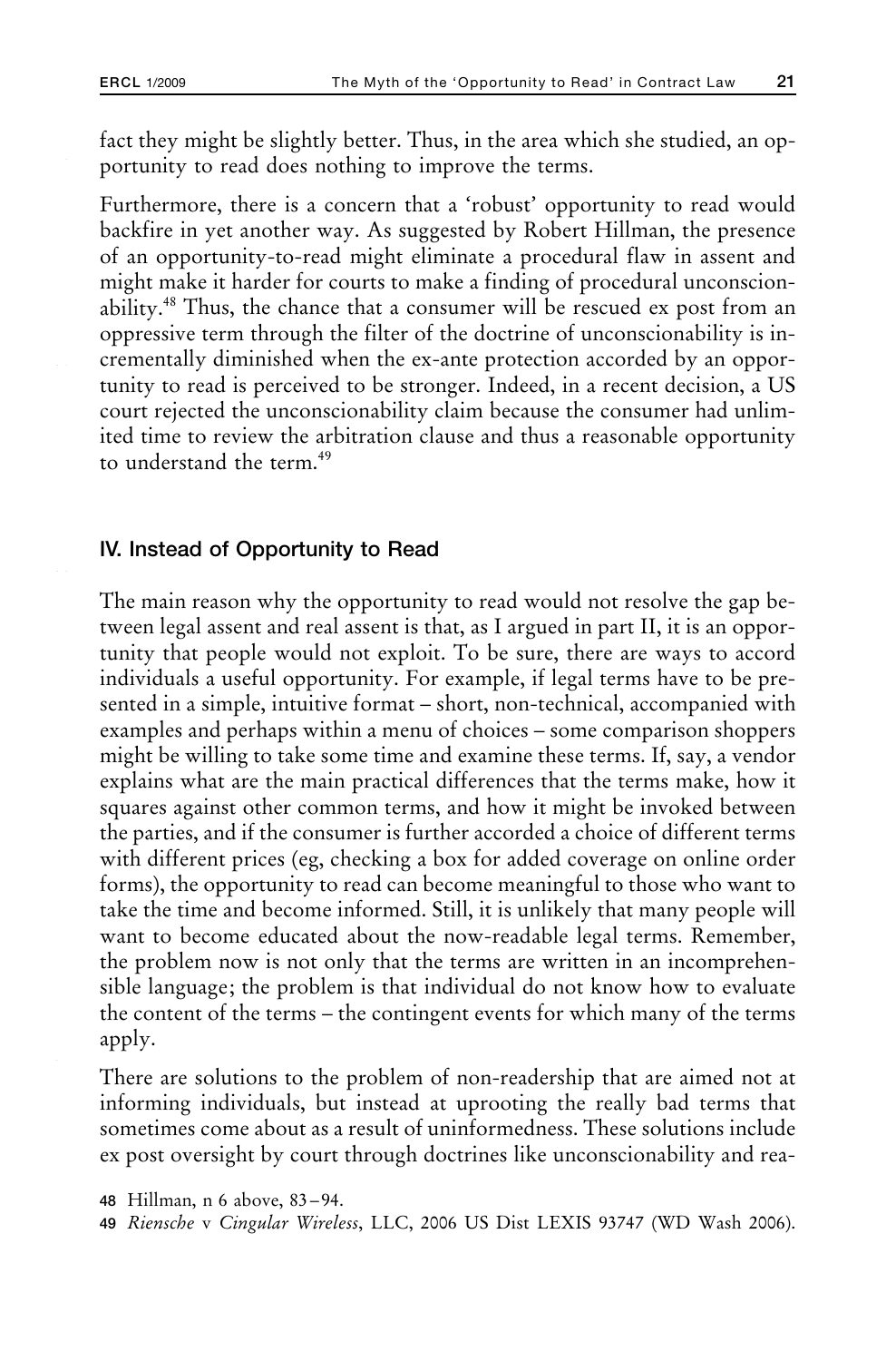fact they might be slightly better. Thus, in the area which she studied, an opportunity to read does nothing to improve the terms.

Furthermore, there is a concern that a 'robust' opportunity to read would backfire in yet another way. As suggested by Robert Hillman, the presence of an opportunity-to-read might eliminate a procedural flaw in assent and might make it harder for courts to make a finding of procedural unconscionability.[48] Thus, the chance that a consumer will be rescued ex post from an oppressive term through the filter of the doctrine of unconscionability is incrementally diminished when the ex-ante protection accorded by an opportunity to read is perceived to be stronger. Indeed, in a recent decision, a US court rejected the unconscionability claim because the consumer had unlimited time to review the arbitration clause and thus a reasonable opportunity to understand the term.[49]

## IV. Instead of Opportunity to Read

The main reason why the opportunity to read would not resolve the gap between legal assent and real assent is that, as I argued in part II, it is an opportunity that people would not exploit. To be sure, there are ways to accord individuals a useful opportunity. For example, if legal terms have to be presented in a simple, intuitive format – short, non-technical, accompanied with examples and perhaps within a menu of choices – some comparison shoppers might be willing to take some time and examine these terms. If, say, a vendor explains what are the main practical differences that the terms make, how it squares against other common terms, and how it might be invoked between the parties, and if the consumer is further accorded a choice of different terms with different prices (eg, checking a box for added coverage on online order forms), the opportunity to read can become meaningful to those who want to take the time and become informed. Still, it is unlikely that many people will want to become educated about the now-readable legal terms. Remember, the problem now is not only that the terms are written in an incomprehensible language; the problem is that individual do not know how to evaluate the content of the terms – the contingent events for which many of the terms apply.

There are solutions to the problem of non-readership that are aimed not at informing individuals, but instead at uprooting the really bad terms that sometimes come about as a result of uninformedness. These solutions include ex post oversight by court through doctrines like unconscionability and rea-

48 Hillman, n 6 above, 83–94.

49 *Riensche* v *Cingular Wireless*, LLC, 2006 US Dist LEXIS 93747 (WD Wash 2006).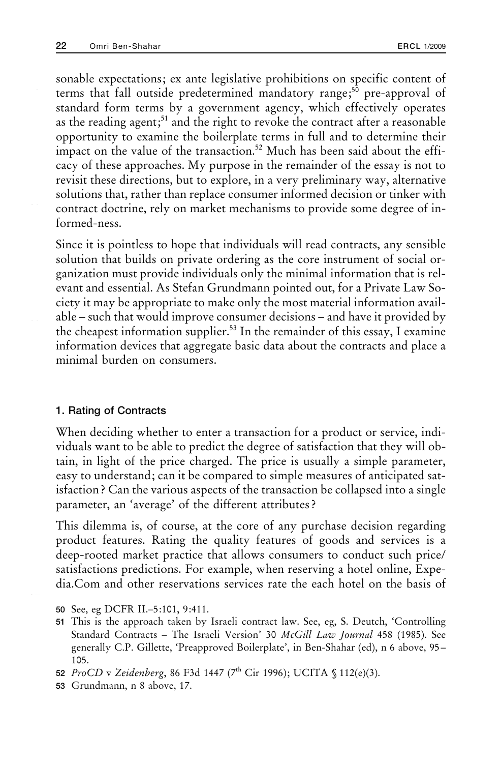sonable expectations; ex ante legislative prohibitions on specific content of terms that fall outside predetermined mandatory range;[50] pre-approval of standard form terms by a government agency, which effectively operates as the reading agent;[51] and the right to revoke the contract after a reasonable opportunity to examine the boilerplate terms in full and to determine their impact on the value of the transaction.[52] Much has been said about the efficacy of these approaches. My purpose in the remainder of the essay is not to revisit these directions, but to explore, in a very preliminary way, alternative solutions that, rather than replace consumer informed decision or tinker with contract doctrine, rely on market mechanisms to provide some degree of informed-ness.

Since it is pointless to hope that individuals will read contracts, any sensible solution that builds on private ordering as the core instrument of social organization must provide individuals only the minimal information that is relevant and essential. As Stefan Grundmann pointed out, for a Private Law Society it may be appropriate to make only the most material information available – such that would improve consumer decisions – and have it provided by the cheapest information supplier.[53] In the remainder of this essay, I examine information devices that aggregate basic data about the contracts and place a minimal burden on consumers.

### 1. Rating of Contracts

When deciding whether to enter a transaction for a product or service, individuals want to be able to predict the degree of satisfaction that they will obtain, in light of the price charged. The price is usually a simple parameter, easy to understand; can it be compared to simple measures of anticipated satisfaction? Can the various aspects of the transaction be collapsed into a single parameter, an 'average' of the different attributes?

This dilemma is, of course, at the core of any purchase decision regarding product features. Rating the quality features of goods and services is a deep-rooted market practice that allows consumers to conduct such price/satisfactions predictions. For example, when reserving a hotel online, Expedia.Com and other reservations services rate the each hotel on the basis of

50 See, eg DCFR II.–5:101, 9:411.

51 This is the approach taken by Israeli contract law. See, eg, S. Deutch, 'Controlling Standard Contracts – The Israeli Version' 30 *McGill Law Journal* 458 (1985). See generally C.P. Gillette, 'Preapproved Boilerplate', in Ben-Shahar (ed), n 6 above, 95–105.

52 *ProCD* v *Zeidenberg*, 86 F3d 1447 (7th Cir 1996); UCITA § 112(e)(3).

53 Grundmann, n 8 above, 17.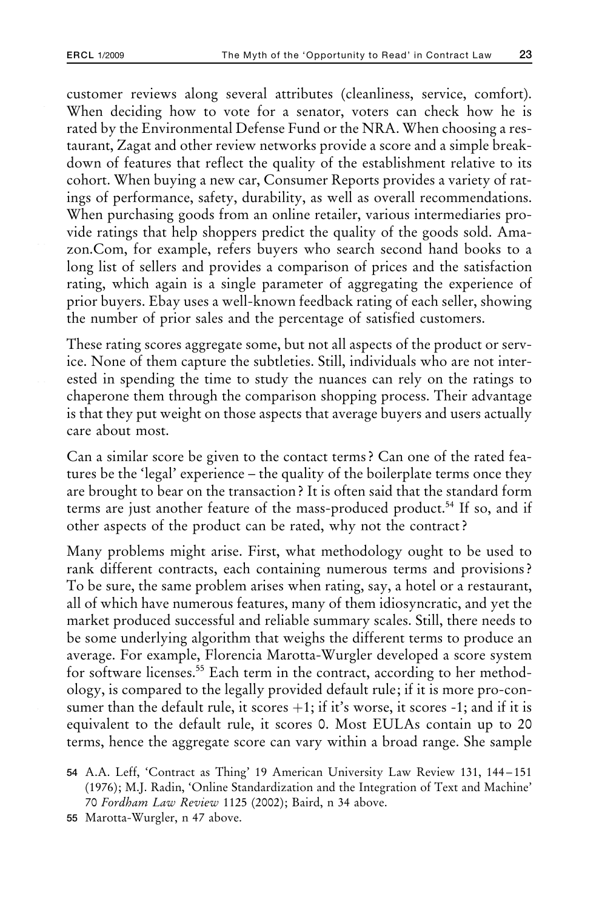customer reviews along several attributes (cleanliness, service, comfort). When deciding how to vote for a senator, voters can check how he is rated by the Environmental Defense Fund or the NRA. When choosing a restaurant, Zagat and other review networks provide a score and a simple breakdown of features that reflect the quality of the establishment relative to its cohort. When buying a new car, Consumer Reports provides a variety of ratings of performance, safety, durability, as well as overall recommendations. When purchasing goods from an online retailer, various intermediaries provide ratings that help shoppers predict the quality of the goods sold. Amazon.Com, for example, refers buyers who search second hand books to a long list of sellers and provides a comparison of prices and the satisfaction rating, which again is a single parameter of aggregating the experience of prior buyers. Ebay uses a well-known feedback rating of each seller, showing the number of prior sales and the percentage of satisfied customers.

These rating scores aggregate some, but not all aspects of the product or service. None of them capture the subtleties. Still, individuals who are not interested in spending the time to study the nuances can rely on the ratings to chaperone them through the comparison shopping process. Their advantage is that they put weight on those aspects that average buyers and users actually care about most.

Can a similar score be given to the contact terms? Can one of the rated features be the 'legal' experience – the quality of the boilerplate terms once they are brought to bear on the transaction? It is often said that the standard form terms are just another feature of the mass-produced product.[54] If so, and if other aspects of the product can be rated, why not the contract?

Many problems might arise. First, what methodology ought to be used to rank different contracts, each containing numerous terms and provisions? To be sure, the same problem arises when rating, say, a hotel or a restaurant, all of which have numerous features, many of them idiosyncratic, and yet the market produced successful and reliable summary scales. Still, there needs to be some underlying algorithm that weighs the different terms to produce an average. For example, Florencia Marotta-Wurgler developed a score system for software licenses.[55] Each term in the contract, according to her methodology, is compared to the legally provided default rule; if it is more pro-consumer than the default rule, it scores +1; if it's worse, it scores -1; and if it is equivalent to the default rule, it scores 0. Most EULAs contain up to 20 terms, hence the aggregate score can vary within a broad range. She sample

54 A.A. Leff, 'Contract as Thing' 19 American University Law Review 131, 144–151 (1976); M.J. Radin, 'Online Standardization and the Integration of Text and Machine' 70 *Fordham Law Review* 1125 (2002); Baird, n 34 above.

55 Marotta-Wurgler, n 47 above.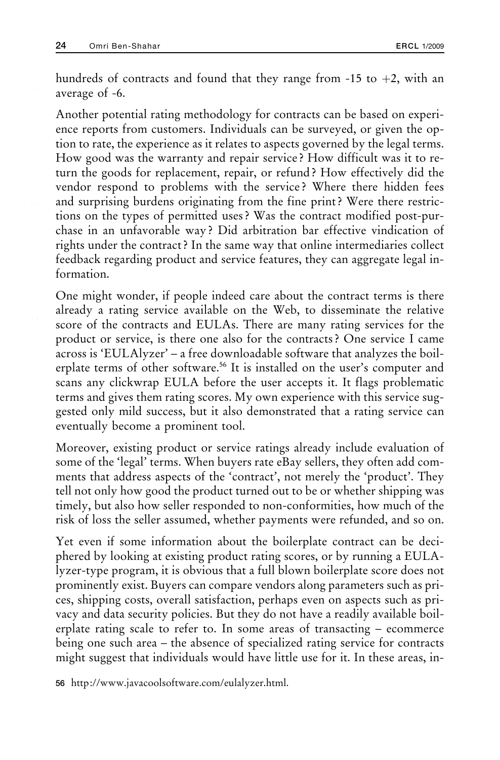hundreds of contracts and found that they range from -15 to +2, with an average of -6.

Another potential rating methodology for contracts can be based on experience reports from customers. Individuals can be surveyed, or given the option to rate, the experience as it relates to aspects governed by the legal terms. How good was the warranty and repair service? How difficult was it to return the goods for replacement, repair, or refund? How effectively did the vendor respond to problems with the service? Where there hidden fees and surprising burdens originating from the fine print? Were there restrictions on the types of permitted uses? Was the contract modified post-purchase in an unfavorable way? Did arbitration bar effective vindication of rights under the contract? In the same way that online intermediaries collect feedback regarding product and service features, they can aggregate legal information.

One might wonder, if people indeed care about the contract terms is there already a rating service available on the Web, to disseminate the relative score of the contracts and EULAs. There are many rating services for the product or service, is there one also for the contracts? One service I came across is 'EULAlyzer' – a free downloadable software that analyzes the boilerplate terms of other software.[56] It is installed on the user's computer and scans any clickwrap EULA before the user accepts it. It flags problematic terms and gives them rating scores. My own experience with this service suggested only mild success, but it also demonstrated that a rating service can eventually become a prominent tool.

Moreover, existing product or service ratings already include evaluation of some of the 'legal' terms. When buyers rate eBay sellers, they often add comments that address aspects of the 'contract', not merely the 'product'. They tell not only how good the product turned out to be or whether shipping was timely, but also how seller responded to non-conformities, how much of the risk of loss the seller assumed, whether payments were refunded, and so on.

Yet even if some information about the boilerplate contract can be deciphered by looking at existing product rating scores, or by running a EULAlyzer-type program, it is obvious that a full blown boilerplate score does not prominently exist. Buyers can compare vendors along parameters such as prices, shipping costs, overall satisfaction, perhaps even on aspects such as privacy and data security policies. But they do not have a readily available boilerplate rating scale to refer to. In some areas of transacting – ecommerce being one such area – the absence of specialized rating service for contracts might suggest that individuals would have little use for it. In these areas, in-

56 http://www.javacoolsoftware.com/eulalyzer.html.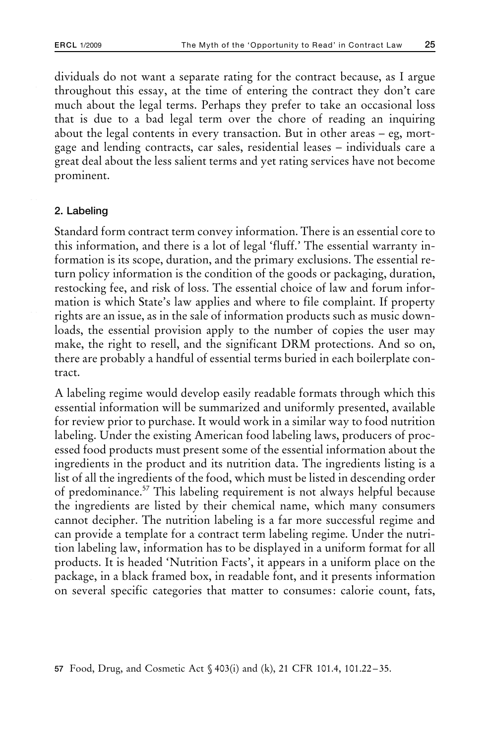dividuals do not want a separate rating for the contract because, as I argue throughout this essay, at the time of entering the contract they don't care much about the legal terms. Perhaps they prefer to take an occasional loss that is due to a bad legal term over the chore of reading an inquiring about the legal contents in every transaction. But in other areas – eg, mortgage and lending contracts, car sales, residential leases – individuals care a great deal about the less salient terms and yet rating services have not become prominent.

### 2. Labeling

Standard form contract term convey information. There is an essential core to this information, and there is a lot of legal 'fluff.' The essential warranty information is its scope, duration, and the primary exclusions. The essential return policy information is the condition of the goods or packaging, duration, restocking fee, and risk of loss. The essential choice of law and forum information is which State's law applies and where to file complaint. If property rights are an issue, as in the sale of information products such as music downloads, the essential provision apply to the number of copies the user may make, the right to resell, and the significant DRM protections. And so on, there are probably a handful of essential terms buried in each boilerplate contract.

A labeling regime would develop easily readable formats through which this essential information will be summarized and uniformly presented, available for review prior to purchase. It would work in a similar way to food nutrition labeling. Under the existing American food labeling laws, producers of processed food products must present some of the essential information about the ingredients in the product and its nutrition data. The ingredients listing is a list of all the ingredients of the food, which must be listed in descending order of predominance.[57] This labeling requirement is not always helpful because the ingredients are listed by their chemical name, which many consumers cannot decipher. The nutrition labeling is a far more successful regime and can provide a template for a contract term labeling regime. Under the nutrition labeling law, information has to be displayed in a uniform format for all products. It is headed 'Nutrition Facts', it appears in a uniform place on the package, in a black framed box, in readable font, and it presents information on several specific categories that matter to consumes: calorie count, fats,

57 Food, Drug, and Cosmetic Act § 403(i) and (k), 21 CFR 101.4, 101.22–35.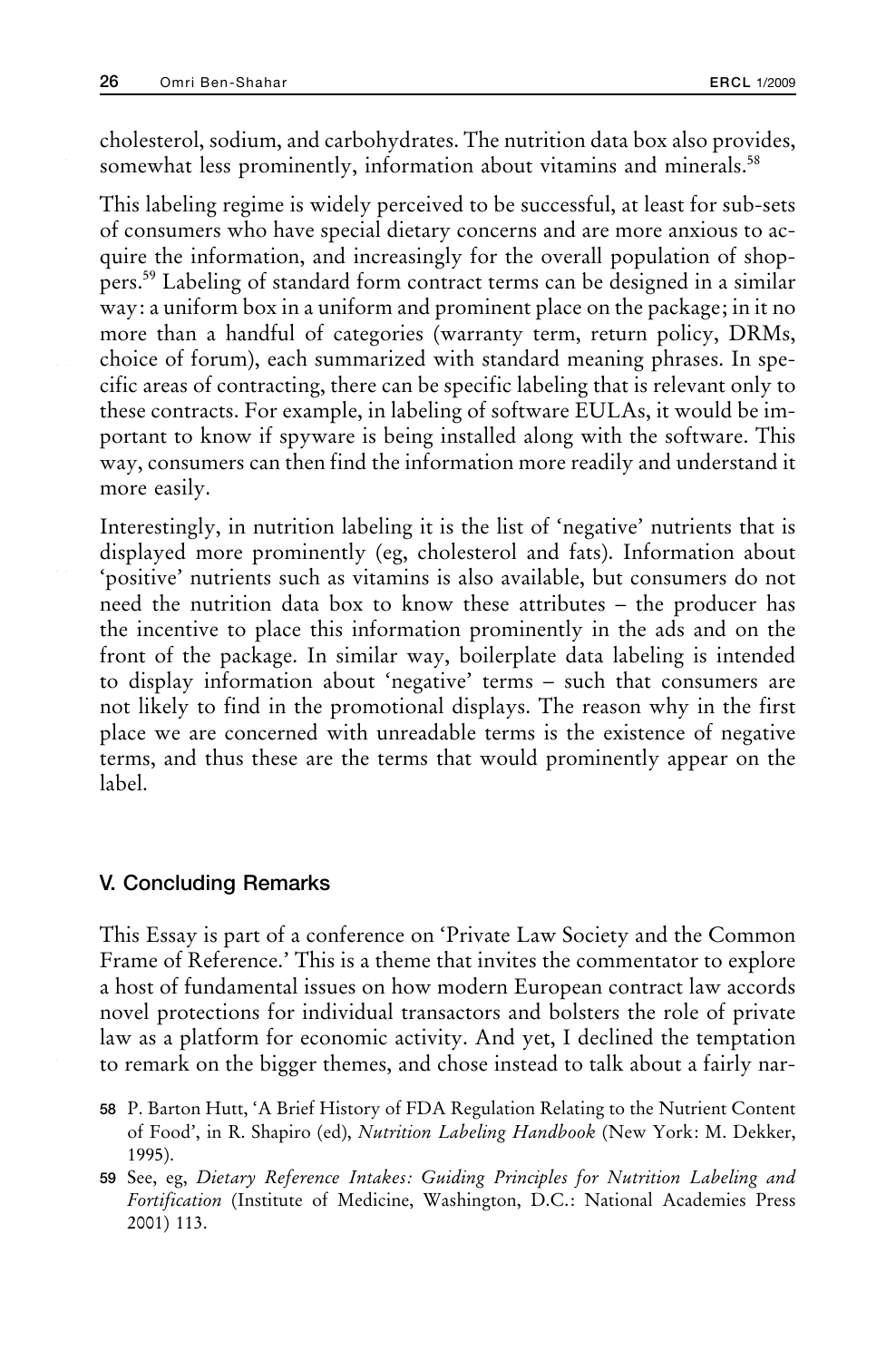cholesterol, sodium, and carbohydrates. The nutrition data box also provides, somewhat less prominently, information about vitamins and minerals.[58]

This labeling regime is widely perceived to be successful, at least for sub-sets of consumers who have special dietary concerns and are more anxious to acquire the information, and increasingly for the overall population of shoppers.[59] Labeling of standard form contract terms can be designed in a similar way: a uniform box in a uniform and prominent place on the package; in it no more than a handful of categories (warranty term, return policy, DRMs, choice of forum), each summarized with standard meaning phrases. In specific areas of contracting, there can be specific labeling that is relevant only to these contracts. For example, in labeling of software EULAs, it would be important to know if spyware is being installed along with the software. This way, consumers can then find the information more readily and understand it more easily.

Interestingly, in nutrition labeling it is the list of 'negative' nutrients that is displayed more prominently (eg, cholesterol and fats). Information about 'positive' nutrients such as vitamins is also available, but consumers do not need the nutrition data box to know these attributes – the producer has the incentive to place this information prominently in the ads and on the front of the package. In similar way, boilerplate data labeling is intended to display information about 'negative' terms – such that consumers are not likely to find in the promotional displays. The reason why in the first place we are concerned with unreadable terms is the existence of negative terms, and thus these are the terms that would prominently appear on the label.

## V. Concluding Remarks

This Essay is part of a conference on 'Private Law Society and the Common Frame of Reference.' This is a theme that invites the commentator to explore a host of fundamental issues on how modern European contract law accords novel protections for individual transactors and bolsters the role of private law as a platform for economic activity. And yet, I declined the temptation to remark on the bigger themes, and chose instead to talk about a fairly nar-

58 P. Barton Hutt, 'A Brief History of FDA Regulation Relating to the Nutrient Content of Food', in R. Shapiro (ed), *Nutrition Labeling Handbook* (New York: M. Dekker, 1995).

59 See, eg, *Dietary Reference Intakes: Guiding Principles for Nutrition Labeling and Fortification* (Institute of Medicine, Washington, D.C.: National Academies Press 2001) 113.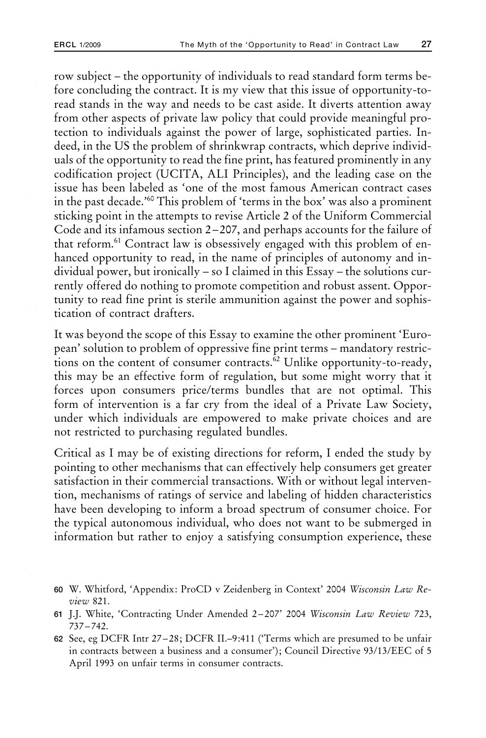row subject – the opportunity of individuals to read standard form terms before concluding the contract. It is my view that this issue of opportunity-to-read stands in the way and needs to be cast aside. It diverts attention away from other aspects of private law policy that could provide meaningful protection to individuals against the power of large, sophisticated parties. Indeed, in the US the problem of shrinkwrap contracts, which deprive individuals of the opportunity to read the fine print, has featured prominently in any codification project (UCITA, ALI Principles), and the leading case on the issue has been labeled as 'one of the most famous American contract cases in the past decade.'[60] This problem of 'terms in the box' was also a prominent sticking point in the attempts to revise Article 2 of the Uniform Commercial Code and its infamous section 2–207, and perhaps accounts for the failure of that reform.[61] Contract law is obsessively engaged with this problem of enhanced opportunity to read, in the name of principles of autonomy and individual power, but ironically – so I claimed in this Essay – the solutions currently offered do nothing to promote competition and robust assent. Opportunity to read fine print is sterile ammunition against the power and sophistication of contract drafters.

It was beyond the scope of this Essay to examine the other prominent 'European' solution to problem of oppressive fine print terms – mandatory restrictions on the content of consumer contracts.[62] Unlike opportunity-to-ready, this may be an effective form of regulation, but some might worry that it forces upon consumers price/terms bundles that are not optimal. This form of intervention is a far cry from the ideal of a Private Law Society, under which individuals are empowered to make private choices and are not restricted to purchasing regulated bundles.

Critical as I may be of existing directions for reform, I ended the study by pointing to other mechanisms that can effectively help consumers get greater satisfaction in their commercial transactions. With or without legal intervention, mechanisms of ratings of service and labeling of hidden characteristics have been developing to inform a broad spectrum of consumer choice. For the typical autonomous individual, who does not want to be submerged in information but rather to enjoy a satisfying consumption experience, these

---

60 W. Whitford, 'Appendix: ProCD v Zeidenberg in Context' 2004 *Wisconsin Law Review* 821.

61 J.J. White, 'Contracting Under Amended 2–207' 2004 *Wisconsin Law Review* 723, 737–742.

62 See, eg DCFR Intr 27–28; DCFR II.–9:411 ('Terms which are presumed to be unfair in contracts between a business and a consumer'); Council Directive 93/13/EEC of 5 April 1993 on unfair terms in consumer contracts.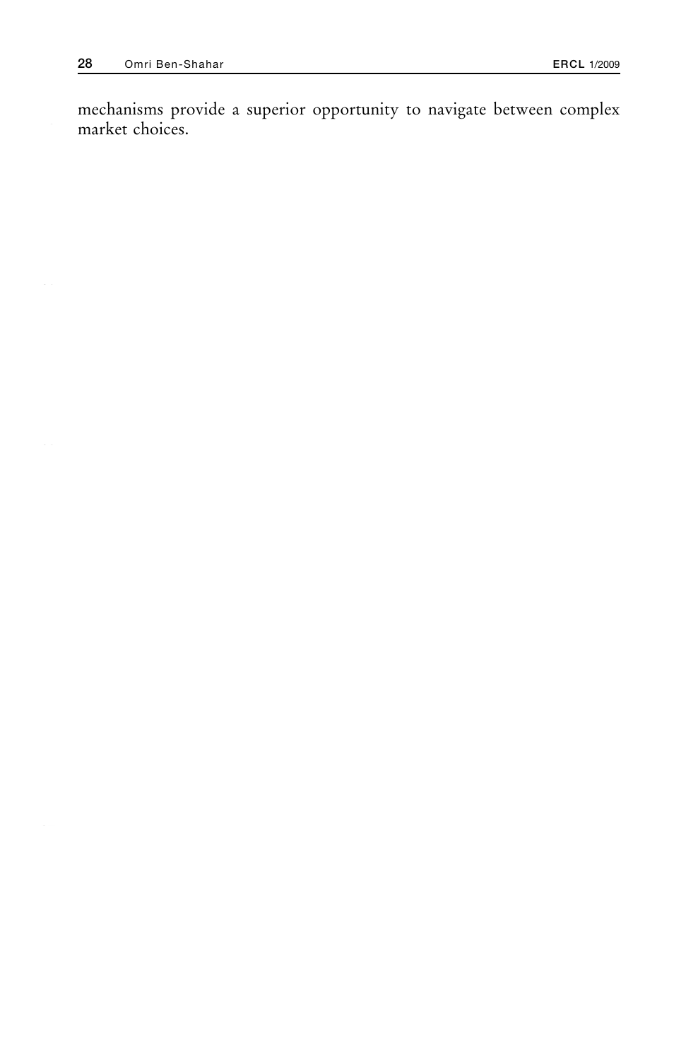mechanisms provide a superior opportunity to navigate between complex market choices.